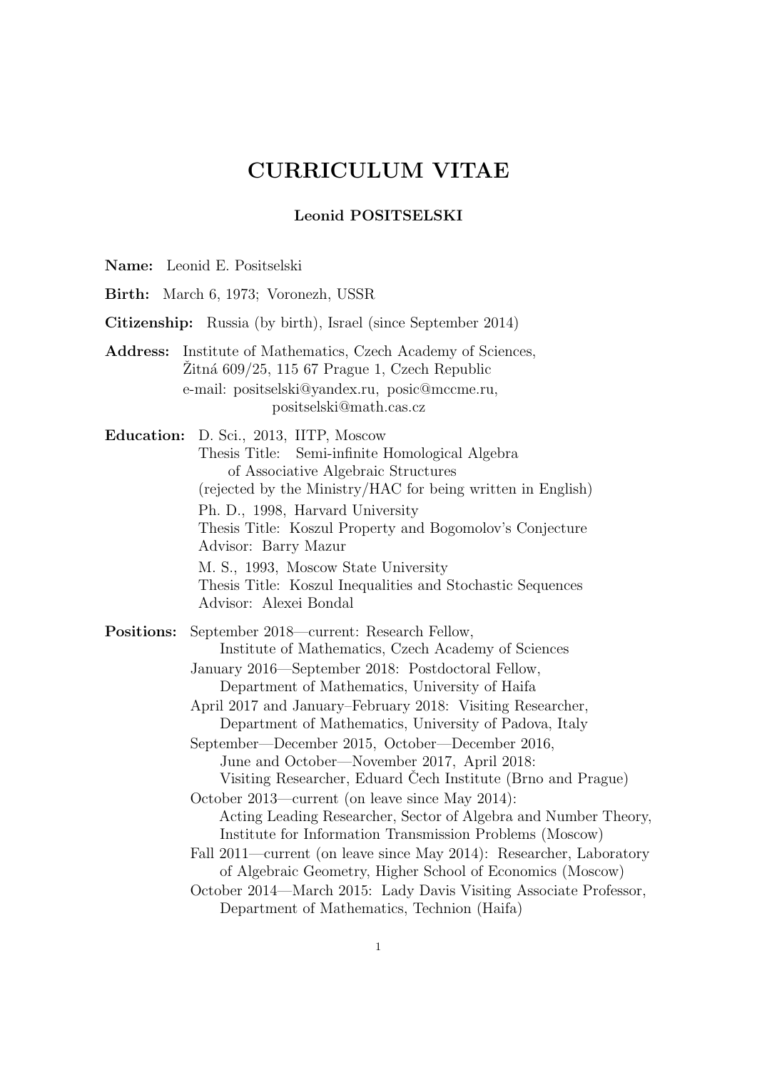# CURRICULUM VITAE

**Leonid POSITSELSKI**

**Name:** Leonid E. Positselski

**Birth:** March 6, 1973; Voronezh, USSR

**Citizenship:** Russia (by birth), Israel (since September 2014)

**Address:** Institute of Mathematics, Czech Academy of Sciences,
Žitná 609/25, 115 67 Prague 1, Czech Republic
e-mail: positselski@yandex.ru, posic@mccme.ru,
positselski@math.cas.cz

**Education:** D. Sci., 2013, IITP, Moscow
Thesis Title: Semi-infinite Homological Algebra of Associative Algebraic Structures
(rejected by the Ministry/HAC for being written in English)

Ph. D., 1998, Harvard University
Thesis Title: Koszul Property and Bogomolov's Conjecture
Advisor: Barry Mazur

M. S., 1993, Moscow State University
Thesis Title: Koszul Inequalities and Stochastic Sequences
Advisor: Alexei Bondal

**Positions:** September 2018—current: Research Fellow,
Institute of Mathematics, Czech Academy of Sciences

January 2016—September 2018: Postdoctoral Fellow,
Department of Mathematics, University of Haifa

April 2017 and January–February 2018: Visiting Researcher,
Department of Mathematics, University of Padova, Italy

September—December 2015, October—December 2016,
June and October—November 2017, April 2018:
Visiting Researcher, Eduard Čech Institute (Brno and Prague)

October 2013—current (on leave since May 2014):
Acting Leading Researcher, Sector of Algebra and Number Theory,
Institute for Information Transmission Problems (Moscow)

Fall 2011—current (on leave since May 2014): Researcher, Laboratory of Algebraic Geometry, Higher School of Economics (Moscow)

October 2014—March 2015: Lady Davis Visiting Associate Professor,
Department of Mathematics, Technion (Haifa)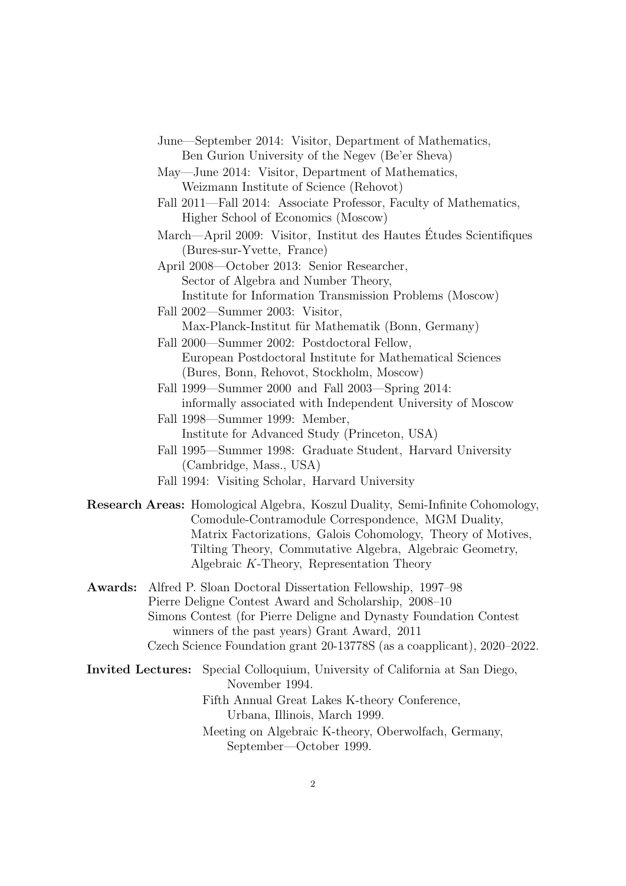June—September 2014: Visitor, Department of Mathematics,
  Ben Gurion University of the Negev (Be'er Sheva)

May—June 2014: Visitor, Department of Mathematics,
  Weizmann Institute of Science (Rehovot)

Fall 2011—Fall 2014: Associate Professor, Faculty of Mathematics,
  Higher School of Economics (Moscow)

March—April 2009: Visitor, Institut des Hautes Études Scientifiques
  (Bures-sur-Yvette, France)

April 2008—October 2013: Senior Researcher,
  Sector of Algebra and Number Theory,
  Institute for Information Transmission Problems (Moscow)

Fall 2002—Summer 2003: Visitor,
  Max-Planck-Institut für Mathematik (Bonn, Germany)

Fall 2000—Summer 2002: Postdoctoral Fellow,
  European Postdoctoral Institute for Mathematical Sciences
  (Bures, Bonn, Rehovot, Stockholm, Moscow)

Fall 1999—Summer 2000 and Fall 2003—Spring 2014:
  informally associated with Independent University of Moscow

Fall 1998—Summer 1999: Member,
  Institute for Advanced Study (Princeton, USA)

Fall 1995—Summer 1998: Graduate Student, Harvard University
  (Cambridge, Mass., USA)

Fall 1994: Visiting Scholar, Harvard University

**Research Areas:** Homological Algebra, Koszul Duality, Semi-Infinite Cohomology, Comodule-Contramodule Correspondence, MGM Duality, Matrix Factorizations, Galois Cohomology, Theory of Motives, Tilting Theory, Commutative Algebra, Algebraic Geometry, Algebraic $K$-Theory, Representation Theory

**Awards:** Alfred P. Sloan Doctoral Dissertation Fellowship, 1997–98
Pierre Deligne Contest Award and Scholarship, 2008–10
Simons Contest (for Pierre Deligne and Dynasty Foundation Contest winners of the past years) Grant Award, 2011
Czech Science Foundation grant 20-13778S (as a coapplicant), 2020–2022.

**Invited Lectures:** Special Colloquium, University of California at San Diego, November 1994.

Fifth Annual Great Lakes K-theory Conference, Urbana, Illinois, March 1999.

Meeting on Algebraic K-theory, Oberwolfach, Germany, September—October 1999.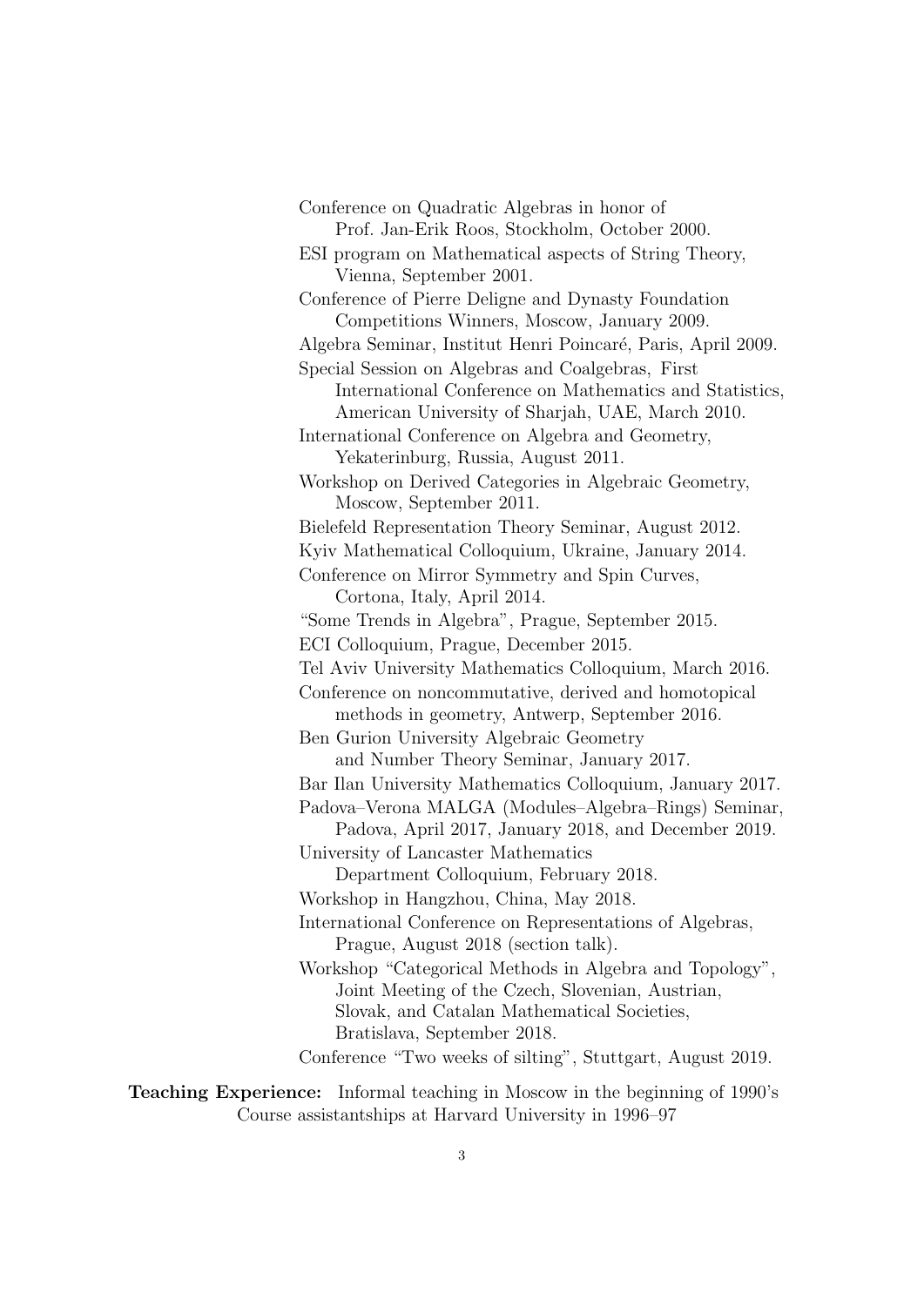Conference on Quadratic Algebras in honor of Prof. Jan-Erik Roos, Stockholm, October 2000.

ESI program on Mathematical aspects of String Theory, Vienna, September 2001.

Conference of Pierre Deligne and Dynasty Foundation Competitions Winners, Moscow, January 2009.

Algebra Seminar, Institut Henri Poincaré, Paris, April 2009.

Special Session on Algebras and Coalgebras, First International Conference on Mathematics and Statistics, American University of Sharjah, UAE, March 2010.

International Conference on Algebra and Geometry, Yekaterinburg, Russia, August 2011.

Workshop on Derived Categories in Algebraic Geometry, Moscow, September 2011.

Bielefeld Representation Theory Seminar, August 2012.

Kyiv Mathematical Colloquium, Ukraine, January 2014.

Conference on Mirror Symmetry and Spin Curves, Cortona, Italy, April 2014.

"Some Trends in Algebra", Prague, September 2015.

ECI Colloquium, Prague, December 2015.

Tel Aviv University Mathematics Colloquium, March 2016.

Conference on noncommutative, derived and homotopical methods in geometry, Antwerp, September 2016.

Ben Gurion University Algebraic Geometry and Number Theory Seminar, January 2017.

Bar Ilan University Mathematics Colloquium, January 2017.

Padova–Verona MALGA (Modules–Algebra–Rings) Seminar, Padova, April 2017, January 2018, and December 2019.

University of Lancaster Mathematics Department Colloquium, February 2018.

Workshop in Hangzhou, China, May 2018.

International Conference on Representations of Algebras, Prague, August 2018 (section talk).

Workshop "Categorical Methods in Algebra and Topology", Joint Meeting of the Czech, Slovenian, Austrian, Slovak, and Catalan Mathematical Societies, Bratislava, September 2018.

Conference "Two weeks of silting", Stuttgart, August 2019.

**Teaching Experience:** Informal teaching in Moscow in the beginning of 1990's
Course assistantships at Harvard University in 1996–97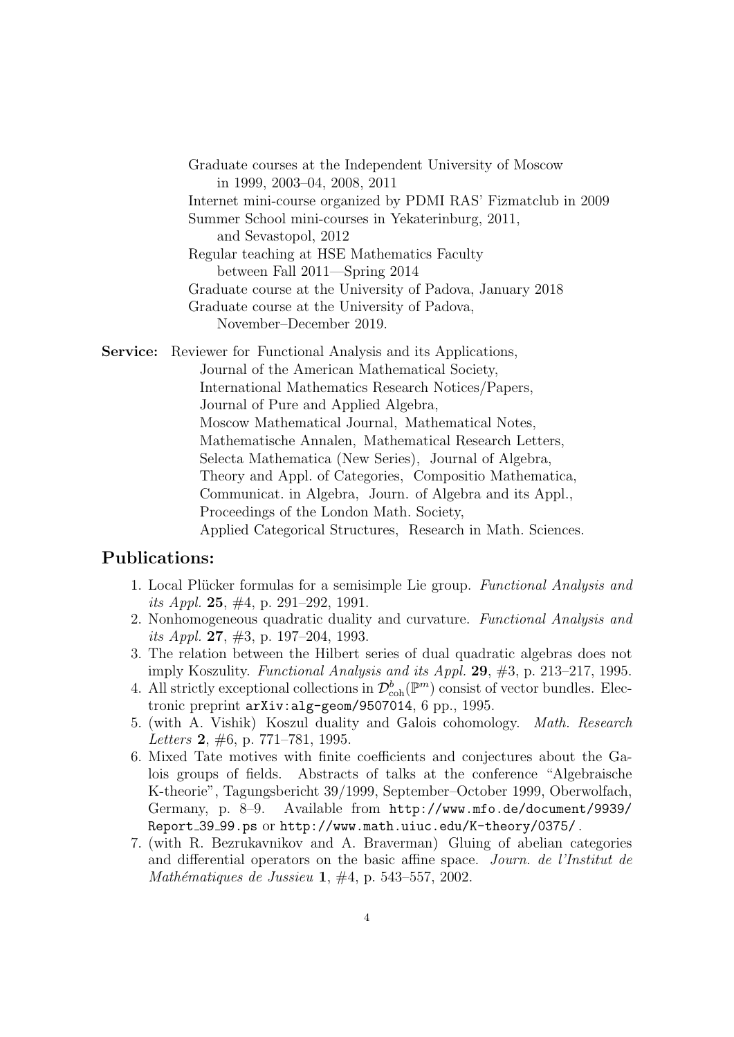Graduate courses at the Independent University of Moscow
in 1999, 2003–04, 2008, 2011

Internet mini-course organized by PDMI RAS' Fizmatclub in 2009

Summer School mini-courses in Yekaterinburg, 2011,
and Sevastopol, 2012

Regular teaching at HSE Mathematics Faculty
between Fall 2011—Spring 2014

Graduate course at the University of Padova, January 2018

Graduate course at the University of Padova,
November–December 2019.

**Service:** Reviewer for Functional Analysis and its Applications, Journal of the American Mathematical Society, International Mathematics Research Notices/Papers, Journal of Pure and Applied Algebra, Moscow Mathematical Journal, Mathematical Notes, Mathematische Annalen, Mathematical Research Letters, Selecta Mathematica (New Series), Journal of Algebra, Theory and Appl. of Categories, Compositio Mathematica, Communicat. in Algebra, Journ. of Algebra and its Appl., Proceedings of the London Math. Society, Applied Categorical Structures, Research in Math. Sciences.

## Publications:

1. Local Plücker formulas for a semisimple Lie group. *Functional Analysis and its Appl.* **25**, #4, p. 291–292, 1991.
2. Nonhomogeneous quadratic duality and curvature. *Functional Analysis and its Appl.* **27**, #3, p. 197–204, 1993.
3. The relation between the Hilbert series of dual quadratic algebras does not imply Koszulity. *Functional Analysis and its Appl.* **29**, #3, p. 213–217, 1995.
4. All strictly exceptional collections in $\mathcal{D}^b_{\mathrm{coh}}(\mathbb{P}^m)$ consist of vector bundles. Electronic preprint `arXiv:alg-geom/9507014`, 6 pp., 1995.
5. (with A. Vishik) Koszul duality and Galois cohomology. *Math. Research Letters* **2**, #6, p. 771–781, 1995.
6. Mixed Tate motives with finite coefficients and conjectures about the Galois groups of fields. Abstracts of talks at the conference "Algebraische K-theorie", Tagungsbericht 39/1999, September–October 1999, Oberwolfach, Germany, p. 8–9. Available from `http://www.mfo.de/document/9939/Report_39_99.ps` or `http://www.math.uiuc.edu/K-theory/0375/`.
7. (with R. Bezrukavnikov and A. Braverman) Gluing of abelian categories and differential operators on the basic affine space. *Journ. de l'Institut de Mathématiques de Jussieu* **1**, #4, p. 543–557, 2002.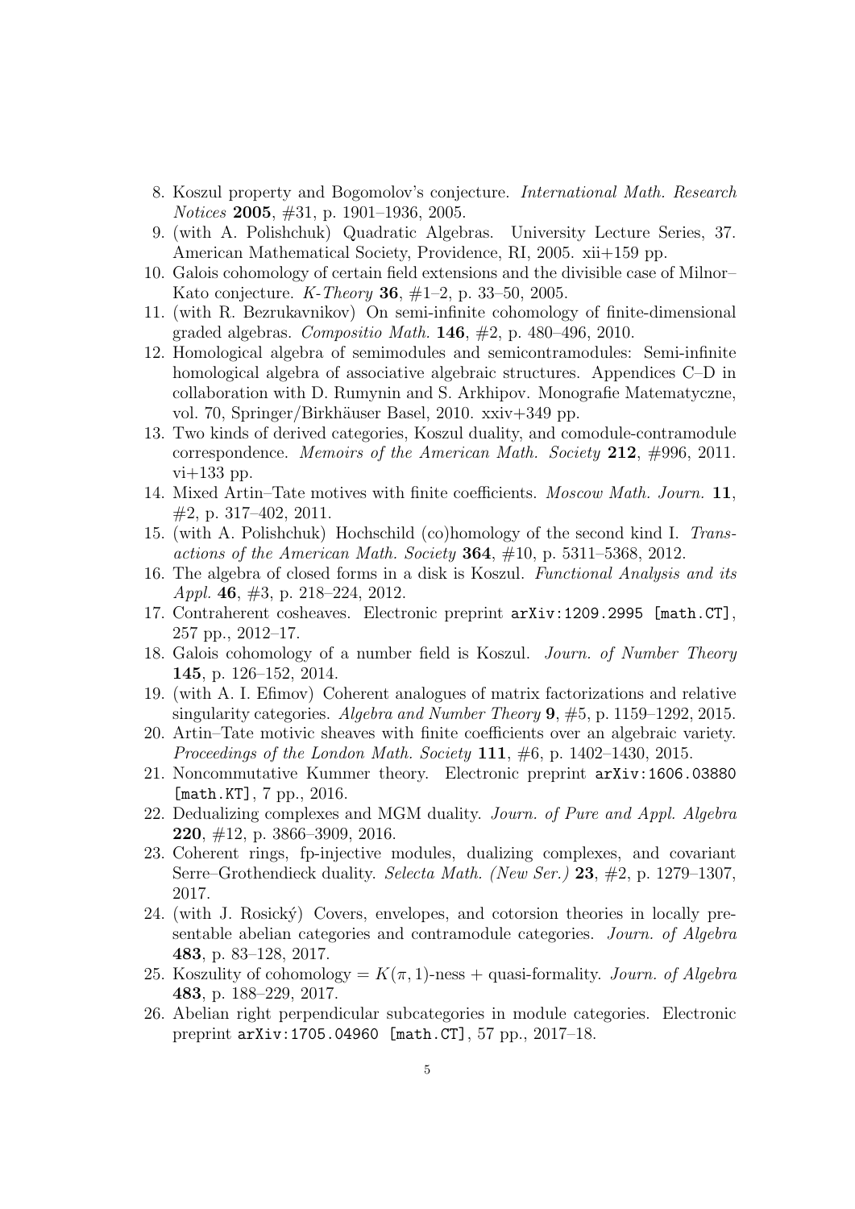8. Koszul property and Bogomolov's conjecture. *International Math. Research Notices* **2005**, #31, p. 1901–1936, 2005.
9. (with A. Polishchuk) Quadratic Algebras. University Lecture Series, 37. American Mathematical Society, Providence, RI, 2005. xii+159 pp.
10. Galois cohomology of certain field extensions and the divisible case of Milnor–Kato conjecture. *K-Theory* **36**, #1–2, p. 33–50, 2005.
11. (with R. Bezrukavnikov) On semi-infinite cohomology of finite-dimensional graded algebras. *Compositio Math.* **146**, #2, p. 480–496, 2010.
12. Homological algebra of semimodules and semicontramodules: Semi-infinite homological algebra of associative algebraic structures. Appendices C–D in collaboration with D. Rumynin and S. Arkhipov. Monografie Matematyczne, vol. 70, Springer/Birkhäuser Basel, 2010. xxiv+349 pp.
13. Two kinds of derived categories, Koszul duality, and comodule-contramodule correspondence. *Memoirs of the American Math. Society* **212**, #996, 2011. vi+133 pp.
14. Mixed Artin–Tate motives with finite coefficients. *Moscow Math. Journ.* **11**, #2, p. 317–402, 2011.
15. (with A. Polishchuk) Hochschild (co)homology of the second kind I. *Transactions of the American Math. Society* **364**, #10, p. 5311–5368, 2012.
16. The algebra of closed forms in a disk is Koszul. *Functional Analysis and its Appl.* **46**, #3, p. 218–224, 2012.
17. Contraherent cosheaves. Electronic preprint `arXiv:1209.2995 [math.CT]`, 257 pp., 2012–17.
18. Galois cohomology of a number field is Koszul. *Journ. of Number Theory* **145**, p. 126–152, 2014.
19. (with A. I. Efimov) Coherent analogues of matrix factorizations and relative singularity categories. *Algebra and Number Theory* **9**, #5, p. 1159–1292, 2015.
20. Artin–Tate motivic sheaves with finite coefficients over an algebraic variety. *Proceedings of the London Math. Society* **111**, #6, p. 1402–1430, 2015.
21. Noncommutative Kummer theory. Electronic preprint `arXiv:1606.03880 [math.KT]`, 7 pp., 2016.
22. Dedualizing complexes and MGM duality. *Journ. of Pure and Appl. Algebra* **220**, #12, p. 3866–3909, 2016.
23. Coherent rings, fp-injective modules, dualizing complexes, and covariant Serre–Grothendieck duality. *Selecta Math. (New Ser.)* **23**, #2, p. 1279–1307, 2017.
24. (with J. Rosický) Covers, envelopes, and cotorsion theories in locally presentable abelian categories and contramodule categories. *Journ. of Algebra* **483**, p. 83–128, 2017.
25. Koszulity of cohomology = $K(\pi, 1)$-ness + quasi-formality. *Journ. of Algebra* **483**, p. 188–229, 2017.
26. Abelian right perpendicular subcategories in module categories. Electronic preprint `arXiv:1705.04960 [math.CT]`, 57 pp., 2017–18.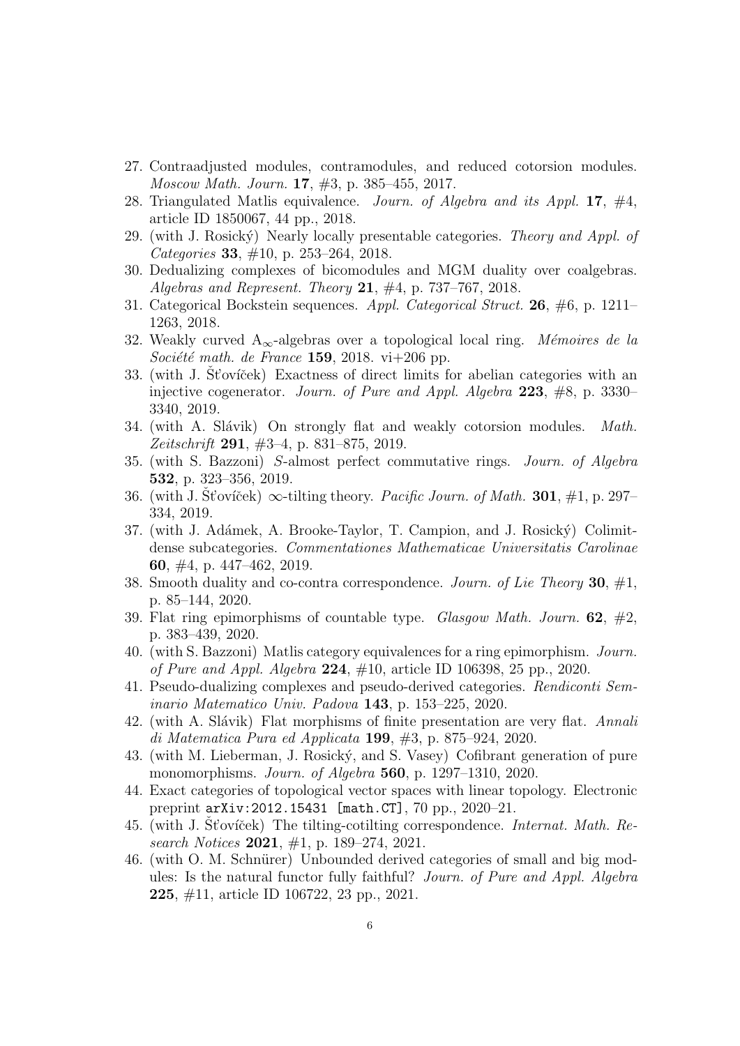27. Contraadjusted modules, contramodules, and reduced cotorsion modules. *Moscow Math. Journ.* **17**, #3, p. 385–455, 2017.
28. Triangulated Matlis equivalence. *Journ. of Algebra and its Appl.* **17**, #4, article ID 1850067, 44 pp., 2018.
29. (with J. Rosický) Nearly locally presentable categories. *Theory and Appl. of Categories* **33**, #10, p. 253–264, 2018.
30. Dedualizing complexes of bicomodules and MGM duality over coalgebras. *Algebras and Represent. Theory* **21**, #4, p. 737–767, 2018.
31. Categorical Bockstein sequences. *Appl. Categorical Struct.* **26**, #6, p. 1211–1263, 2018.
32. Weakly curved $A_\infty$-algebras over a topological local ring. *Mémoires de la Société math. de France* **159**, 2018. vi+206 pp.
33. (with J. Šťovíček) Exactness of direct limits for abelian categories with an injective cogenerator. *Journ. of Pure and Appl. Algebra* **223**, #8, p. 3330–3340, 2019.
34. (with A. Slávik) On strongly flat and weakly cotorsion modules. *Math. Zeitschrift* **291**, #3–4, p. 831–875, 2019.
35. (with S. Bazzoni) $S$-almost perfect commutative rings. *Journ. of Algebra* **532**, p. 323–356, 2019.
36. (with J. Šťovíček) $\infty$-tilting theory. *Pacific Journ. of Math.* **301**, #1, p. 297–334, 2019.
37. (with J. Adámek, A. Brooke-Taylor, T. Campion, and J. Rosický) Colimit-dense subcategories. *Commentationes Mathematicae Universitatis Carolinae* **60**, #4, p. 447–462, 2019.
38. Smooth duality and co-contra correspondence. *Journ. of Lie Theory* **30**, #1, p. 85–144, 2020.
39. Flat ring epimorphisms of countable type. *Glasgow Math. Journ.* **62**, #2, p. 383–439, 2020.
40. (with S. Bazzoni) Matlis category equivalences for a ring epimorphism. *Journ. of Pure and Appl. Algebra* **224**, #10, article ID 106398, 25 pp., 2020.
41. Pseudo-dualizing complexes and pseudo-derived categories. *Rendiconti Seminario Matematico Univ. Padova* **143**, p. 153–225, 2020.
42. (with A. Slávik) Flat morphisms of finite presentation are very flat. *Annali di Matematica Pura ed Applicata* **199**, #3, p. 875–924, 2020.
43. (with M. Lieberman, J. Rosický, and S. Vasey) Cofibrant generation of pure monomorphisms. *Journ. of Algebra* **560**, p. 1297–1310, 2020.
44. Exact categories of topological vector spaces with linear topology. Electronic preprint `arXiv:2012.15431 [math.CT]`, 70 pp., 2020–21.
45. (with J. Šťovíček) The tilting-cotilting correspondence. *Internat. Math. Research Notices* **2021**, #1, p. 189–274, 2021.
46. (with O. M. Schnürer) Unbounded derived categories of small and big modules: Is the natural functor fully faithful? *Journ. of Pure and Appl. Algebra* **225**, #11, article ID 106722, 23 pp., 2021.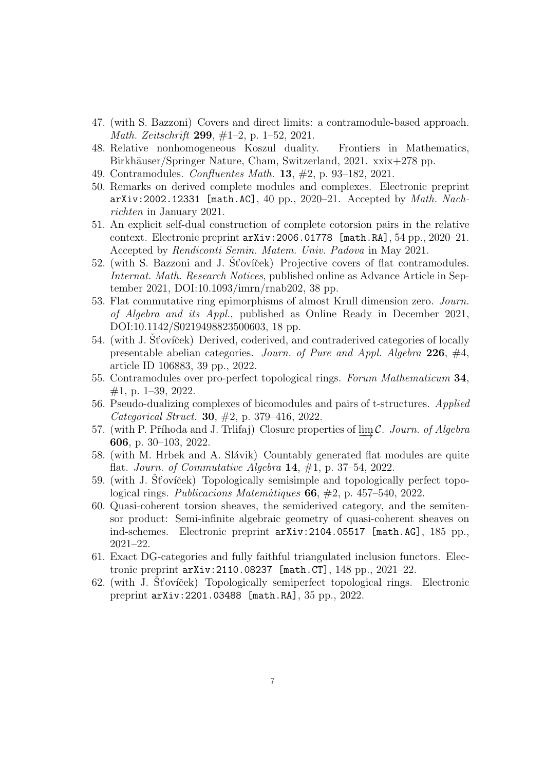47. (with S. Bazzoni) Covers and direct limits: a contramodule-based approach. *Math. Zeitschrift* **299**, #1–2, p. 1–52, 2021.
48. Relative nonhomogeneous Koszul duality. Frontiers in Mathematics, Birkhäuser/Springer Nature, Cham, Switzerland, 2021. xxix+278 pp.
49. Contramodules. *Confluentes Math.* **13**, #2, p. 93–182, 2021.
50. Remarks on derived complete modules and complexes. Electronic preprint `arXiv:2002.12331 [math.AC]`, 40 pp., 2020–21. Accepted by *Math. Nachrichten* in January 2021.
51. An explicit self-dual construction of complete cotorsion pairs in the relative context. Electronic preprint `arXiv:2006.01778 [math.RA]`, 54 pp., 2020–21. Accepted by *Rendiconti Semin. Matem. Univ. Padova* in May 2021.
52. (with S. Bazzoni and J. Šťovíček) Projective covers of flat contramodules. *Internat. Math. Research Notices*, published online as Advance Article in September 2021, DOI:10.1093/imrn/rnab202, 38 pp.
53. Flat commutative ring epimorphisms of almost Krull dimension zero. *Journ. of Algebra and its Appl.*, published as Online Ready in December 2021, DOI:10.1142/S0219498823500603, 18 pp.
54. (with J. Šťovíček) Derived, coderived, and contraderived categories of locally presentable abelian categories. *Journ. of Pure and Appl. Algebra* **226**, #4, article ID 106883, 39 pp., 2022.
55. Contramodules over pro-perfect topological rings. *Forum Mathematicum* **34**, #1, p. 1–39, 2022.
56. Pseudo-dualizing complexes of bicomodules and pairs of t-structures. *Applied Categorical Struct.* **30**, #2, p. 379–416, 2022.
57. (with P. Příhoda and J. Trlifaj) Closure properties of $\varinjlim \mathcal{C}$. *Journ. of Algebra* **606**, p. 30–103, 2022.
58. (with M. Hrbek and A. Slávik) Countably generated flat modules are quite flat. *Journ. of Commutative Algebra* **14**, #1, p. 37–54, 2022.
59. (with J. Šťovíček) Topologically semisimple and topologically perfect topological rings. *Publicacions Matemàtiques* **66**, #2, p. 457–540, 2022.
60. Quasi-coherent torsion sheaves, the semiderived category, and the semitensor product: Semi-infinite algebraic geometry of quasi-coherent sheaves on ind-schemes. Electronic preprint `arXiv:2104.05517 [math.AG]`, 185 pp., 2021–22.
61. Exact DG-categories and fully faithful triangulated inclusion functors. Electronic preprint `arXiv:2110.08237 [math.CT]`, 148 pp., 2021–22.
62. (with J. Šťovíček) Topologically semiperfect topological rings. Electronic preprint `arXiv:2201.03488 [math.RA]`, 35 pp., 2022.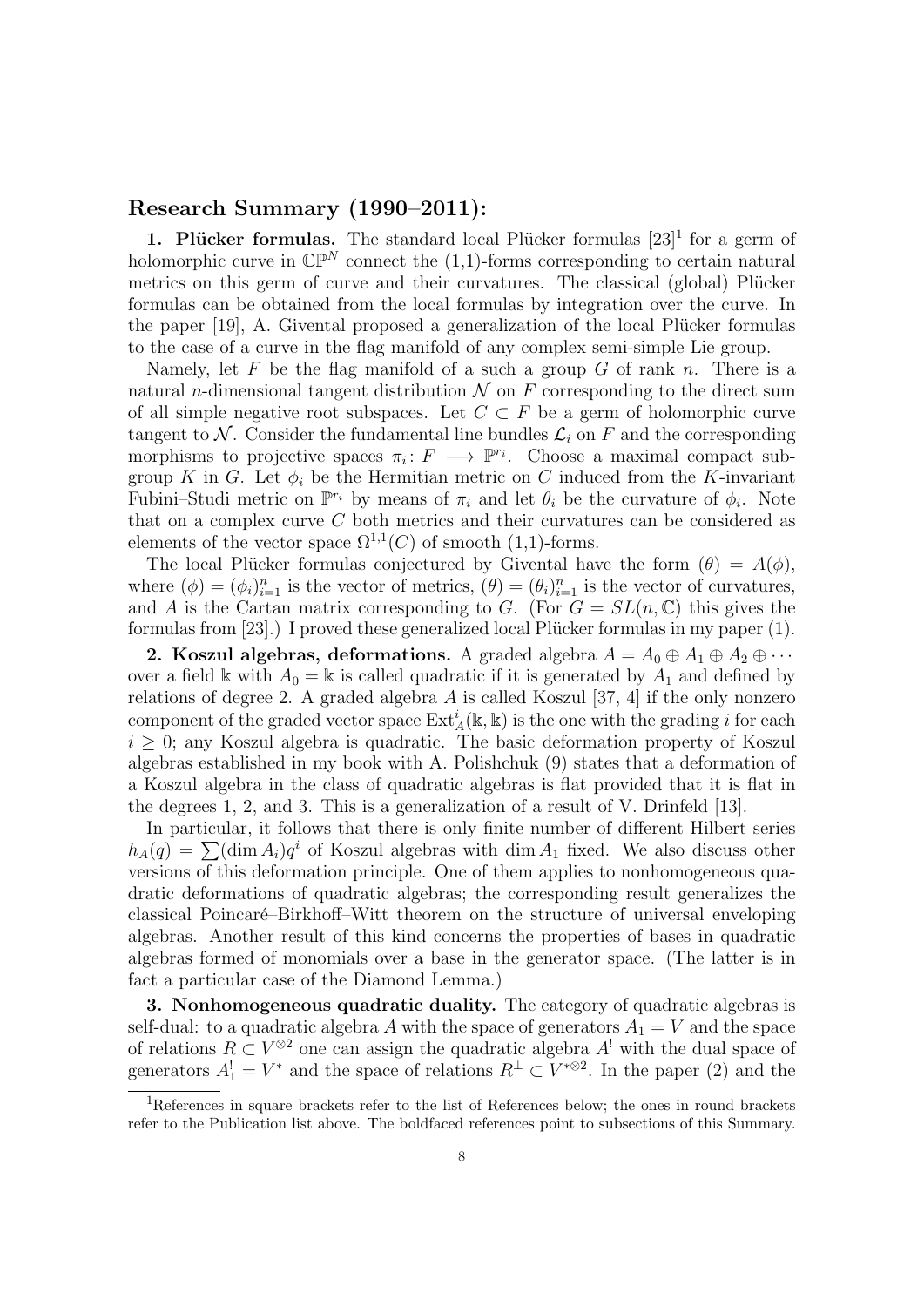## Research Summary (1990–2011):

**1. Plücker formulas.** The standard local Plücker formulas [23][1] for a germ of holomorphic curve in $\mathbb{CP}^N$ connect the (1,1)-forms corresponding to certain natural metrics on this germ of curve and their curvatures. The classical (global) Plücker formulas can be obtained from the local formulas by integration over the curve. In the paper [19], A. Givental proposed a generalization of the local Plücker formulas to the case of a curve in the flag manifold of any complex semi-simple Lie group.

Namely, let $F$ be the flag manifold of a such a group $G$ of rank $n$. There is a natural $n$-dimensional tangent distribution $\mathcal{N}$ on $F$ corresponding to the direct sum of all simple negative root subspaces. Let $C \subset F$ be a germ of holomorphic curve tangent to $\mathcal{N}$. Consider the fundamental line bundles $\mathcal{L}_i$ on $F$ and the corresponding morphisms to projective spaces $\pi_i \colon F \longrightarrow \mathbb{P}^{r_i}$. Choose a maximal compact subgroup $K$ in $G$. Let $\phi_i$ be the Hermitian metric on $C$ induced from the $K$-invariant Fubini–Studi metric on $\mathbb{P}^{r_i}$ by means of $\pi_i$ and let $\theta_i$ be the curvature of $\phi_i$. Note that on a complex curve $C$ both metrics and their curvatures can be considered as elements of the vector space $\Omega^{1,1}(C)$ of smooth (1,1)-forms.

The local Plücker formulas conjectured by Givental have the form $(\theta) = A(\phi)$, where $(\phi) = (\phi_i)_{i=1}^n$ is the vector of metrics, $(\theta) = (\theta_i)_{i=1}^n$ is the vector of curvatures, and $A$ is the Cartan matrix corresponding to $G$. (For $G = SL(n, \mathbb{C})$ this gives the formulas from [23].) I proved these generalized local Plücker formulas in my paper (1).

**2. Koszul algebras, deformations.** A graded algebra $A = A_0 \oplus A_1 \oplus A_2 \oplus \cdots$ over a field $\mathbb{k}$ with $A_0 = \mathbb{k}$ is called quadratic if it is generated by $A_1$ and defined by relations of degree 2. A graded algebra $A$ is called Koszul [37, 4] if the only nonzero component of the graded vector space $\operatorname{Ext}^i_A(\mathbb{k}, \mathbb{k})$ is the one with the grading $i$ for each $i \geq 0$; any Koszul algebra is quadratic. The basic deformation property of Koszul algebras established in my book with A. Polishchuk (9) states that a deformation of a Koszul algebra in the class of quadratic algebras is flat provided that it is flat in the degrees 1, 2, and 3. This is a generalization of a result of V. Drinfeld [13].

In particular, it follows that there is only finite number of different Hilbert series $h_A(q) = \sum(\dim A_i)q^i$ of Koszul algebras with $\dim A_1$ fixed. We also discuss other versions of this deformation principle. One of them applies to nonhomogeneous quadratic deformations of quadratic algebras; the corresponding result generalizes the classical Poincaré–Birkhoff–Witt theorem on the structure of universal enveloping algebras. Another result of this kind concerns the properties of bases in quadratic algebras formed of monomials over a base in the generator space. (The latter is in fact a particular case of the Diamond Lemma.)

**3. Nonhomogeneous quadratic duality.** The category of quadratic algebras is self-dual: to a quadratic algebra $A$ with the space of generators $A_1 = V$ and the space of relations $R \subset V^{\otimes 2}$ one can assign the quadratic algebra $A^!$ with the dual space of generators $A^!_1 = V^*$ and the space of relations $R^\perp \subset V^{*\otimes 2}$. In the paper (2) and the

[1] References in square brackets refer to the list of References below; the ones in round brackets refer to the Publication list above. The boldfaced references point to subsections of this Summary.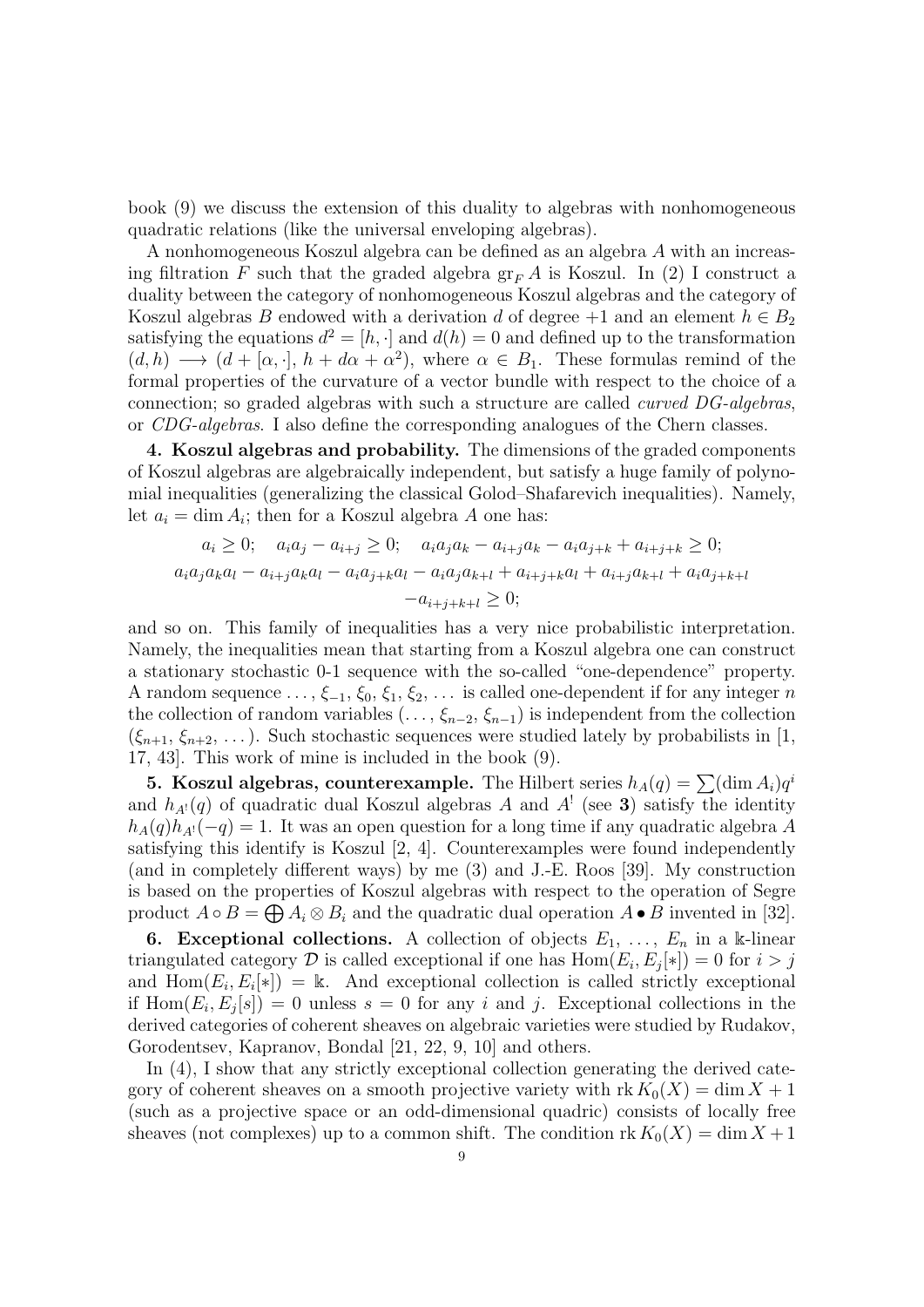book (9) we discuss the extension of this duality to algebras with nonhomogeneous quadratic relations (like the universal enveloping algebras).

A nonhomogeneous Koszul algebra can be defined as an algebra $A$ with an increasing filtration $F$ such that the graded algebra $\mathrm{gr}_F A$ is Koszul. In (2) I construct a duality between the category of nonhomogeneous Koszul algebras and the category of Koszul algebras $B$ endowed with a derivation $d$ of degree $+1$ and an element $h \in B_2$ satisfying the equations $d^2 = [h, \cdot]$ and $d(h) = 0$ and defined up to the transformation $(d, h) \longrightarrow (d + [\alpha, \cdot],\, h + d\alpha + \alpha^2)$, where $\alpha \in B_1$. These formulas remind of the formal properties of the curvature of a vector bundle with respect to the choice of a connection; so graded algebras with such a structure are called *curved DG-algebras*, or *CDG-algebras*. I also define the corresponding analogues of the Chern classes.

**4. Koszul algebras and probability.** The dimensions of the graded components of Koszul algebras are algebraically independent, but satisfy a huge family of polynomial inequalities (generalizing the classical Golod–Shafarevich inequalities). Namely, let $a_i = \dim A_i$; then for a Koszul algebra $A$ one has:

$$a_i \geq 0; \quad a_i a_j - a_{i+j} \geq 0; \quad a_i a_j a_k - a_{i+j} a_k - a_i a_{j+k} + a_{i+j+k} \geq 0;$$
$$a_i a_j a_k a_l - a_{i+j} a_k a_l - a_i a_{j+k} a_l - a_i a_j a_{k+l} + a_{i+j+k} a_l + a_{i+j} a_{k+l} + a_i a_{j+k+l}$$
$$- a_{i+j+k+l} \geq 0;$$

and so on. This family of inequalities has a very nice probabilistic interpretation. Namely, the inequalities mean that starting from a Koszul algebra one can construct a stationary stochastic 0-1 sequence with the so-called "one-dependence" property. A random sequence $\ldots, \xi_{-1}, \xi_0, \xi_1, \xi_2, \ldots$ is called one-dependent if for any integer $n$ the collection of random variables $(\ldots, \xi_{n-2}, \xi_{n-1})$ is independent from the collection $(\xi_{n+1}, \xi_{n+2}, \ldots)$. Such stochastic sequences were studied lately by probabilists in [1, 17, 43]. This work of mine is included in the book (9).

**5. Koszul algebras, counterexample.** The Hilbert series $h_A(q) = \sum (\dim A_i) q^i$ and $h_{A^!}(q)$ of quadratic dual Koszul algebras $A$ and $A^!$ (see **3**) satisfy the identity $h_A(q) h_{A^!}(-q) = 1$. It was an open question for a long time if any quadratic algebra $A$ satisfying this identify is Koszul [2, 4]. Counterexamples were found independently (and in completely different ways) by me (3) and J.-E. Roos [39]. My construction is based on the properties of Koszul algebras with respect to the operation of Segre product $A \circ B = \bigoplus A_i \otimes B_i$ and the quadratic dual operation $A \bullet B$ invented in [32].

**6. Exceptional collections.** A collection of objects $E_1, \ldots, E_n$ in a $\Bbbk$-linear triangulated category $\mathcal{D}$ is called exceptional if one has $\mathrm{Hom}(E_i, E_j[*]) = 0$ for $i > j$ and $\mathrm{Hom}(E_i, E_i[*]) = \Bbbk$. And exceptional collection is called strictly exceptional if $\mathrm{Hom}(E_i, E_j[s]) = 0$ unless $s = 0$ for any $i$ and $j$. Exceptional collections in the derived categories of coherent sheaves on algebraic varieties were studied by Rudakov, Gorodentsev, Kapranov, Bondal [21, 22, 9, 10] and others.

In (4), I show that any strictly exceptional collection generating the derived category of coherent sheaves on a smooth projective variety with $\mathrm{rk}\, K_0(X) = \dim X + 1$ (such as a projective space or an odd-dimensional quadric) consists of locally free sheaves (not complexes) up to a common shift. The condition $\mathrm{rk}\, K_0(X) = \dim X + 1$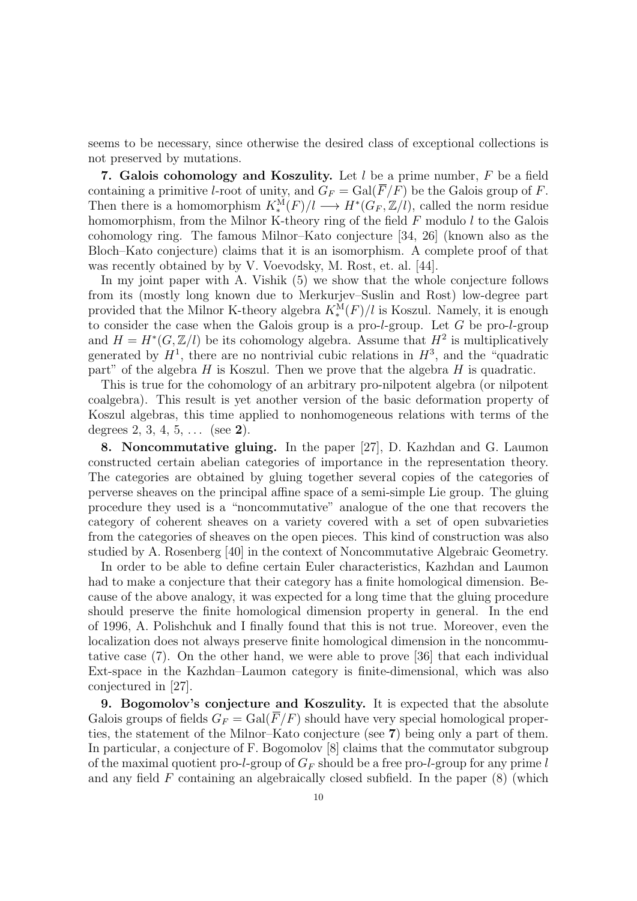seems to be necessary, since otherwise the desired class of exceptional collections is not preserved by mutations.

**7. Galois cohomology and Koszulity.** Let $l$ be a prime number, $F$ be a field containing a primitive $l$-root of unity, and $G_F = \mathrm{Gal}(\overline{F}/F)$ be the Galois group of $F$. Then there is a homomorphism $K_*^{\mathrm{M}}(F)/l \longrightarrow H^*(G_F, \mathbb{Z}/l)$, called the norm residue homomorphism, from the Milnor K-theory ring of the field $F$ modulo $l$ to the Galois cohomology ring. The famous Milnor–Kato conjecture [34, 26] (known also as the Bloch–Kato conjecture) claims that it is an isomorphism. A complete proof of that was recently obtained by by V. Voevodsky, M. Rost, et. al. [44].

In my joint paper with A. Vishik (5) we show that the whole conjecture follows from its (mostly long known due to Merkurjev–Suslin and Rost) low-degree part provided that the Milnor K-theory algebra $K_*^{\mathrm{M}}(F)/l$ is Koszul. Namely, it is enough to consider the case when the Galois group is a pro-$l$-group. Let $G$ be pro-$l$-group and $H = H^*(G, \mathbb{Z}/l)$ be its cohomology algebra. Assume that $H^2$ is multiplicatively generated by $H^1$, there are no nontrivial cubic relations in $H^3$, and the "quadratic part" of the algebra $H$ is Koszul. Then we prove that the algebra $H$ is quadratic.

This is true for the cohomology of an arbitrary pro-nilpotent algebra (or nilpotent coalgebra). This result is yet another version of the basic deformation property of Koszul algebras, this time applied to nonhomogeneous relations with terms of the degrees 2, 3, 4, 5, ... (see **2**).

**8. Noncommutative gluing.** In the paper [27], D. Kazhdan and G. Laumon constructed certain abelian categories of importance in the representation theory. The categories are obtained by gluing together several copies of the categories of perverse sheaves on the principal affine space of a semi-simple Lie group. The gluing procedure they used is a "noncommutative" analogue of the one that recovers the category of coherent sheaves on a variety covered with a set of open subvarieties from the categories of sheaves on the open pieces. This kind of construction was also studied by A. Rosenberg [40] in the context of Noncommutative Algebraic Geometry.

In order to be able to define certain Euler characteristics, Kazhdan and Laumon had to make a conjecture that their category has a finite homological dimension. Because of the above analogy, it was expected for a long time that the gluing procedure should preserve the finite homological dimension property in general. In the end of 1996, A. Polishchuk and I finally found that this is not true. Moreover, even the localization does not always preserve finite homological dimension in the noncommutative case (7). On the other hand, we were able to prove [36] that each individual Ext-space in the Kazhdan–Laumon category is finite-dimensional, which was also conjectured in [27].

**9. Bogomolov's conjecture and Koszulity.** It is expected that the absolute Galois groups of fields $G_F = \mathrm{Gal}(\overline{F}/F)$ should have very special homological properties, the statement of the Milnor–Kato conjecture (see **7**) being only a part of them. In particular, a conjecture of F. Bogomolov [8] claims that the commutator subgroup of the maximal quotient pro-$l$-group of $G_F$ should be a free pro-$l$-group for any prime $l$ and any field $F$ containing an algebraically closed subfield. In the paper (8) (which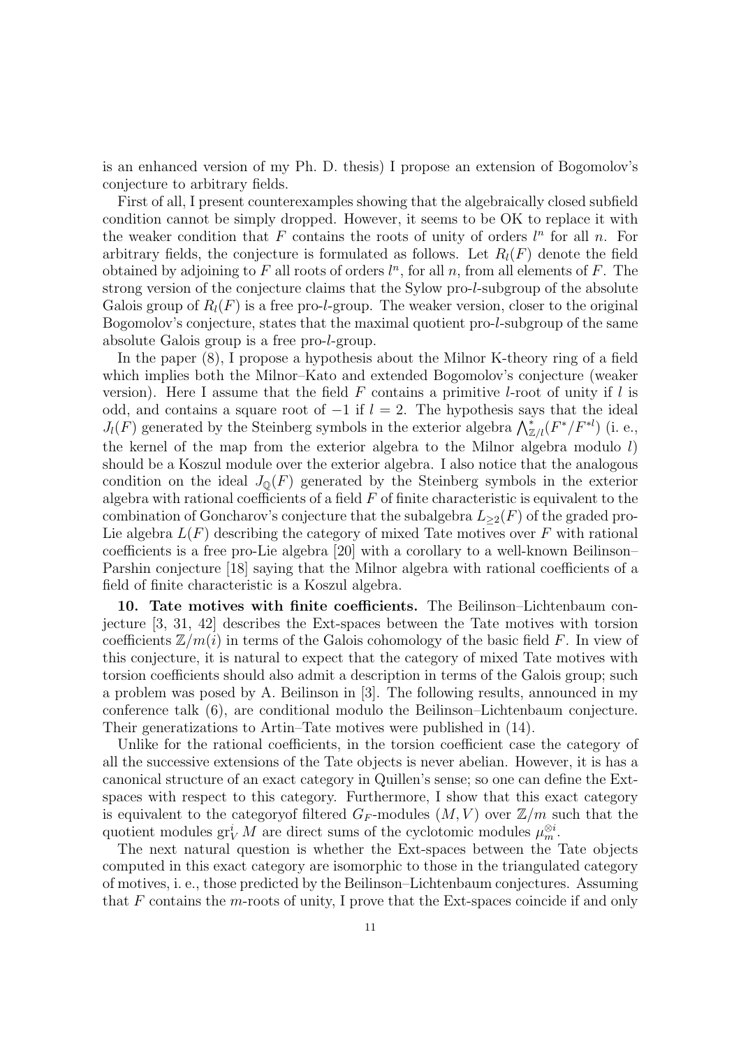is an enhanced version of my Ph. D. thesis) I propose an extension of Bogomolov's conjecture to arbitrary fields.

First of all, I present counterexamples showing that the algebraically closed subfield condition cannot be simply dropped. However, it seems to be OK to replace it with the weaker condition that $F$ contains the roots of unity of orders $l^n$ for all $n$. For arbitrary fields, the conjecture is formulated as follows. Let $R_l(F)$ denote the field obtained by adjoining to $F$ all roots of orders $l^n$, for all $n$, from all elements of $F$. The strong version of the conjecture claims that the Sylow pro-$l$-subgroup of the absolute Galois group of $R_l(F)$ is a free pro-$l$-group. The weaker version, closer to the original Bogomolov's conjecture, states that the maximal quotient pro-$l$-subgroup of the same absolute Galois group is a free pro-$l$-group.

In the paper (8), I propose a hypothesis about the Milnor K-theory ring of a field which implies both the Milnor–Kato and extended Bogomolov's conjecture (weaker version). Here I assume that the field $F$ contains a primitive $l$-root of unity if $l$ is odd, and contains a square root of $-1$ if $l = 2$. The hypothesis says that the ideal $J_l(F)$ generated by the Steinberg symbols in the exterior algebra $\bigwedge^*_{\mathbb{Z}/l}(F^*/F^{*l})$ (i. e., the kernel of the map from the exterior algebra to the Milnor algebra modulo $l$) should be a Koszul module over the exterior algebra. I also notice that the analogous condition on the ideal $J_{\mathbb{Q}}(F)$ generated by the Steinberg symbols in the exterior algebra with rational coefficients of a field $F$ of finite characteristic is equivalent to the combination of Goncharov's conjecture that the subalgebra $L_{\geq 2}(F)$ of the graded pro-Lie algebra $L(F)$ describing the category of mixed Tate motives over $F$ with rational coefficients is a free pro-Lie algebra [20] with a corollary to a well-known Beilinson–Parshin conjecture [18] saying that the Milnor algebra with rational coefficients of a field of finite characteristic is a Koszul algebra.

**10. Tate motives with finite coefficients.** The Beilinson–Lichtenbaum conjecture [3, 31, 42] describes the Ext-spaces between the Tate motives with torsion coefficients $\mathbb{Z}/m(i)$ in terms of the Galois cohomology of the basic field $F$. In view of this conjecture, it is natural to expect that the category of mixed Tate motives with torsion coefficients should also admit a description in terms of the Galois group; such a problem was posed by A. Beilinson in [3]. The following results, announced in my conference talk (6), are conditional modulo the Beilinson–Lichtenbaum conjecture. Their generatizations to Artin–Tate motives were published in (14).

Unlike for the rational coefficients, in the torsion coefficient case the category of all the successive extensions of the Tate objects is never abelian. However, it is has a canonical structure of an exact category in Quillen's sense; so one can define the Ext-spaces with respect to this category. Furthermore, I show that this exact category is equivalent to the categoryof filtered $G_F$-modules $(M, V)$ over $\mathbb{Z}/m$ such that the quotient modules $\mathrm{gr}^i_V M$ are direct sums of the cyclotomic modules $\mu_m^{\otimes i}$.

The next natural question is whether the Ext-spaces between the Tate objects computed in this exact category are isomorphic to those in the triangulated category of motives, i. e., those predicted by the Beilinson–Lichtenbaum conjectures. Assuming that $F$ contains the $m$-roots of unity, I prove that the Ext-spaces coincide if and only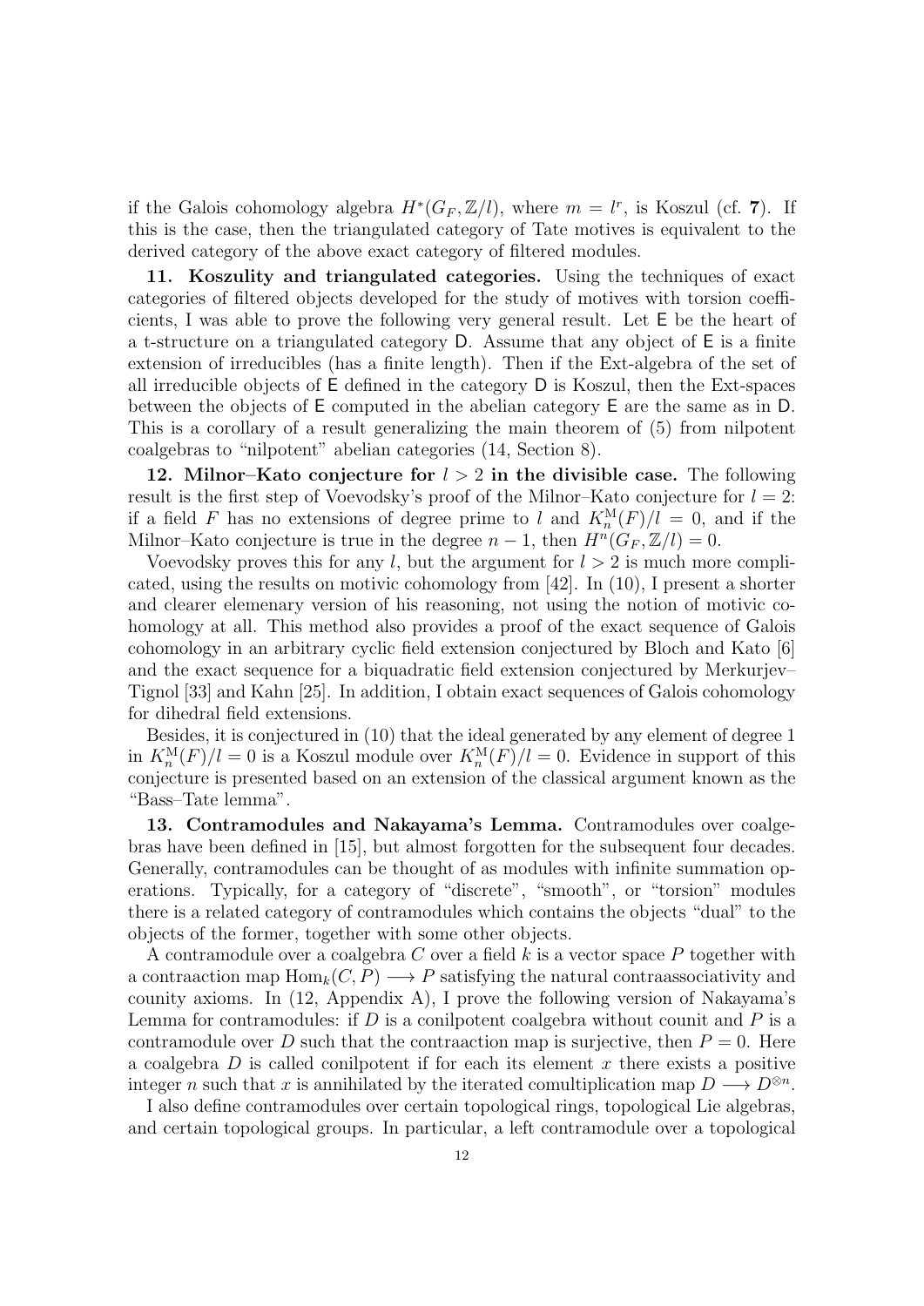if the Galois cohomology algebra $H^*(G_F, \mathbb{Z}/l)$, where $m = l^r$, is Koszul (cf. **7**). If this is the case, then the triangulated category of Tate motives is equivalent to the derived category of the above exact category of filtered modules.

**11. Koszulity and triangulated categories.** Using the techniques of exact categories of filtered objects developed for the study of motives with torsion coefficients, I was able to prove the following very general result. Let $\mathsf{E}$ be the heart of a t-structure on a triangulated category $\mathsf{D}$. Assume that any object of $\mathsf{E}$ is a finite extension of irreducibles (has a finite length). Then if the Ext-algebra of the set of all irreducible objects of $\mathsf{E}$ defined in the category $\mathsf{D}$ is Koszul, then the Ext-spaces between the objects of $\mathsf{E}$ computed in the abelian category $\mathsf{E}$ are the same as in $\mathsf{D}$. This is a corollary of a result generalizing the main theorem of (5) from nilpotent coalgebras to "nilpotent" abelian categories (14, Section 8).

**12. Milnor–Kato conjecture for $l > 2$ in the divisible case.** The following result is the first step of Voevodsky's proof of the Milnor–Kato conjecture for $l = 2$: if a field $F$ has no extensions of degree prime to $l$ and $K_n^{\mathrm{M}}(F)/l = 0$, and if the Milnor–Kato conjecture is true in the degree $n-1$, then $H^n(G_F, \mathbb{Z}/l) = 0$.

Voevodsky proves this for any $l$, but the argument for $l > 2$ is much more complicated, using the results on motivic cohomology from [42]. In (10), I present a shorter and clearer elemenary version of his reasoning, not using the notion of motivic cohomology at all. This method also provides a proof of the exact sequence of Galois cohomology in an arbitrary cyclic field extension conjectured by Bloch and Kato [6] and the exact sequence for a biquadratic field extension conjectured by Merkurjev–Tignol [33] and Kahn [25]. In addition, I obtain exact sequences of Galois cohomology for dihedral field extensions.

Besides, it is conjectured in (10) that the ideal generated by any element of degree 1 in $K_n^{\mathrm{M}}(F)/l = 0$ is a Koszul module over $K_n^{\mathrm{M}}(F)/l = 0$. Evidence in support of this conjecture is presented based on an extension of the classical argument known as the "Bass–Tate lemma".

**13. Contramodules and Nakayama's Lemma.** Contramodules over coalgebras have been defined in [15], but almost forgotten for the subsequent four decades. Generally, contramodules can be thought of as modules with infinite summation operations. Typically, for a category of "discrete", "smooth", or "torsion" modules there is a related category of contramodules which contains the objects "dual" to the objects of the former, together with some other objects.

A contramodule over a coalgebra $C$ over a field $k$ is a vector space $P$ together with a contraaction map $\mathrm{Hom}_k(C, P) \longrightarrow P$ satisfying the natural contraassociativity and counity axioms. In (12, Appendix A), I prove the following version of Nakayama's Lemma for contramodules: if $D$ is a conilpotent coalgebra without counit and $P$ is a contramodule over $D$ such that the contraaction map is surjective, then $P = 0$. Here a coalgebra $D$ is called conilpotent if for each its element $x$ there exists a positive integer $n$ such that $x$ is annihilated by the iterated comultiplication map $D \longrightarrow D^{\otimes n}$.

I also define contramodules over certain topological rings, topological Lie algebras, and certain topological groups. In particular, a left contramodule over a topological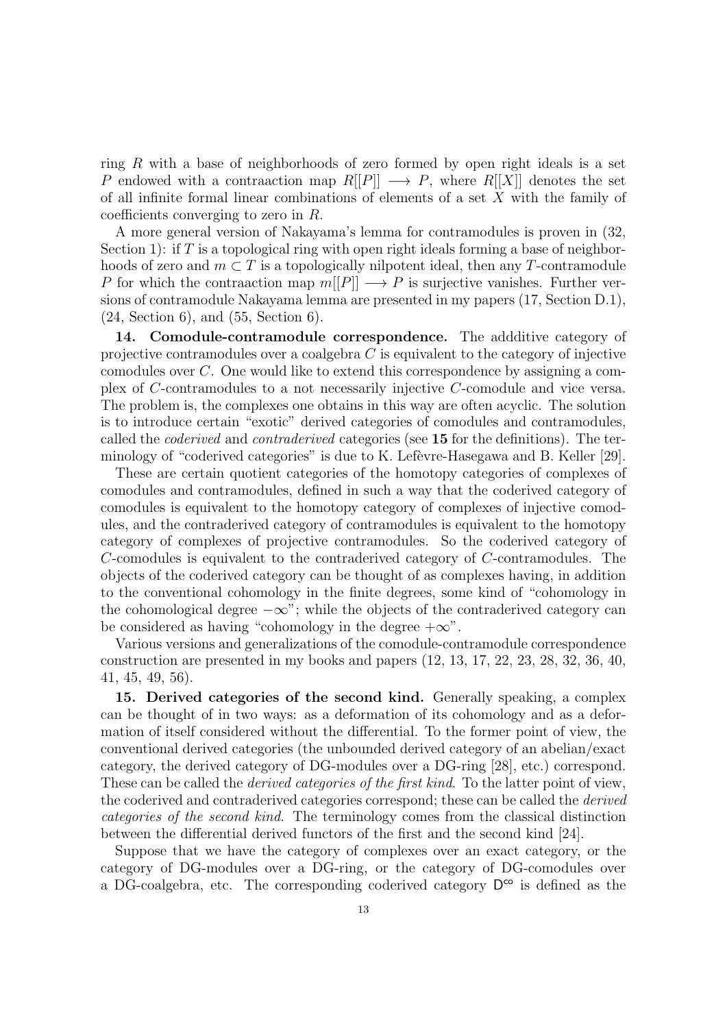ring $R$ with a base of neighborhoods of zero formed by open right ideals is a set $P$ endowed with a contraaction map $R[[P]] \longrightarrow P$, where $R[[X]]$ denotes the set of all infinite formal linear combinations of elements of a set $X$ with the family of coefficients converging to zero in $R$.

A more general version of Nakayama's lemma for contramodules is proven in (32, Section 1): if $T$ is a topological ring with open right ideals forming a base of neighborhoods of zero and $m \subset T$ is a topologically nilpotent ideal, then any $T$-contramodule $P$ for which the contraaction map $m[[P]] \longrightarrow P$ is surjective vanishes. Further versions of contramodule Nakayama lemma are presented in my papers (17, Section D.1), (24, Section 6), and (55, Section 6).

**14. Comodule-contramodule correspondence.** The addditive category of projective contramodules over a coalgebra $C$ is equivalent to the category of injective comodules over $C$. One would like to extend this correspondence by assigning a complex of $C$-contramodules to a not necessarily injective $C$-comodule and vice versa. The problem is, the complexes one obtains in this way are often acyclic. The solution is to introduce certain "exotic" derived categories of comodules and contramodules, called the *coderived* and *contraderived* categories (see **15** for the definitions). The terminology of "coderived categories" is due to K. Lefèvre-Hasegawa and B. Keller [29].

These are certain quotient categories of the homotopy categories of complexes of comodules and contramodules, defined in such a way that the coderived category of comodules is equivalent to the homotopy category of complexes of injective comodules, and the contraderived category of contramodules is equivalent to the homotopy category of complexes of projective contramodules. So the coderived category of $C$-comodules is equivalent to the contraderived category of $C$-contramodules. The objects of the coderived category can be thought of as complexes having, in addition to the conventional cohomology in the finite degrees, some kind of "cohomology in the cohomological degree $-\infty$"; while the objects of the contraderived category can be considered as having "cohomology in the degree $+\infty$".

Various versions and generalizations of the comodule-contramodule correspondence construction are presented in my books and papers (12, 13, 17, 22, 23, 28, 32, 36, 40, 41, 45, 49, 56).

**15. Derived categories of the second kind.** Generally speaking, a complex can be thought of in two ways: as a deformation of its cohomology and as a deformation of itself considered without the differential. To the former point of view, the conventional derived categories (the unbounded derived category of an abelian/exact category, the derived category of DG-modules over a DG-ring [28], etc.) correspond. These can be called the *derived categories of the first kind*. To the latter point of view, the coderived and contraderived categories correspond; these can be called the *derived categories of the second kind*. The terminology comes from the classical distinction between the differential derived functors of the first and the second kind [24].

Suppose that we have the category of complexes over an exact category, or the category of DG-modules over a DG-ring, or the category of DG-comodules over a DG-coalgebra, etc. The corresponding coderived category $\mathsf{D}^{\mathsf{co}}$ is defined as the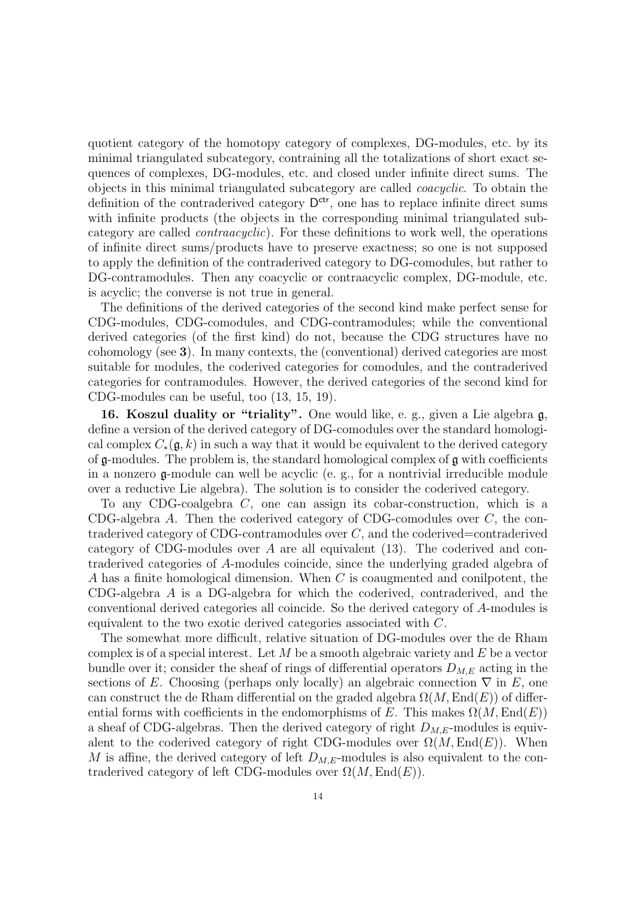quotient category of the homotopy category of complexes, DG-modules, etc. by its minimal triangulated subcategory, contraining all the totalizations of short exact sequences of complexes, DG-modules, etc. and closed under infinite direct sums. The objects in this minimal triangulated subcategory are called *coacyclic*. To obtain the definition of the contraderived category $\mathsf{D}^{\mathsf{ctr}}$, one has to replace infinite direct sums with infinite products (the objects in the corresponding minimal triangulated subcategory are called *contraacyclic*). For these definitions to work well, the operations of infinite direct sums/products have to preserve exactness; so one is not supposed to apply the definition of the contraderived category to DG-comodules, but rather to DG-contramodules. Then any coacyclic or contraacyclic complex, DG-module, etc. is acyclic; the converse is not true in general.

The definitions of the derived categories of the second kind make perfect sense for CDG-modules, CDG-comodules, and CDG-contramodules; while the conventional derived categories (of the first kind) do not, because the CDG structures have no cohomology (see **3**). In many contexts, the (conventional) derived categories are most suitable for modules, the coderived categories for comodules, and the contraderived categories for contramodules. However, the derived categories of the second kind for CDG-modules can be useful, too (13, 15, 19).

**16. Koszul duality or "triality".** One would like, e. g., given a Lie algebra $\mathfrak{g}$, define a version of the derived category of DG-comodules over the standard homological complex $C_*(\mathfrak{g}, k)$ in such a way that it would be equivalent to the derived category of $\mathfrak{g}$-modules. The problem is, the standard homological complex of $\mathfrak{g}$ with coefficients in a nonzero $\mathfrak{g}$-module can well be acyclic (e. g., for a nontrivial irreducible module over a reductive Lie algebra). The solution is to consider the coderived category.

To any CDG-coalgebra $C$, one can assign its cobar-construction, which is a CDG-algebra $A$. Then the coderived category of CDG-comodules over $C$, the contraderived category of CDG-contramodules over $C$, and the coderived=contraderived category of CDG-modules over $A$ are all equivalent (13). The coderived and contraderived categories of $A$-modules coincide, since the underlying graded algebra of $A$ has a finite homological dimension. When $C$ is coaugmented and conilpotent, the CDG-algebra $A$ is a DG-algebra for which the coderived, contraderived, and the conventional derived categories all coincide. So the derived category of $A$-modules is equivalent to the two exotic derived categories associated with $C$.

The somewhat more difficult, relative situation of DG-modules over the de Rham complex is of a special interest. Let $M$ be a smooth algebraic variety and $E$ be a vector bundle over it; consider the sheaf of rings of differential operators $D_{M,E}$ acting in the sections of $E$. Choosing (perhaps only locally) an algebraic connection $\nabla$ in $E$, one can construct the de Rham differential on the graded algebra $\Omega(M, \mathrm{End}(E))$ of differential forms with coefficients in the endomorphisms of $E$. This makes $\Omega(M, \mathrm{End}(E))$ a sheaf of CDG-algebras. Then the derived category of right $D_{M,E}$-modules is equivalent to the coderived category of right CDG-modules over $\Omega(M, \mathrm{End}(E))$. When $M$ is affine, the derived category of left $D_{M,E}$-modules is also equivalent to the contraderived category of left CDG-modules over $\Omega(M, \mathrm{End}(E))$.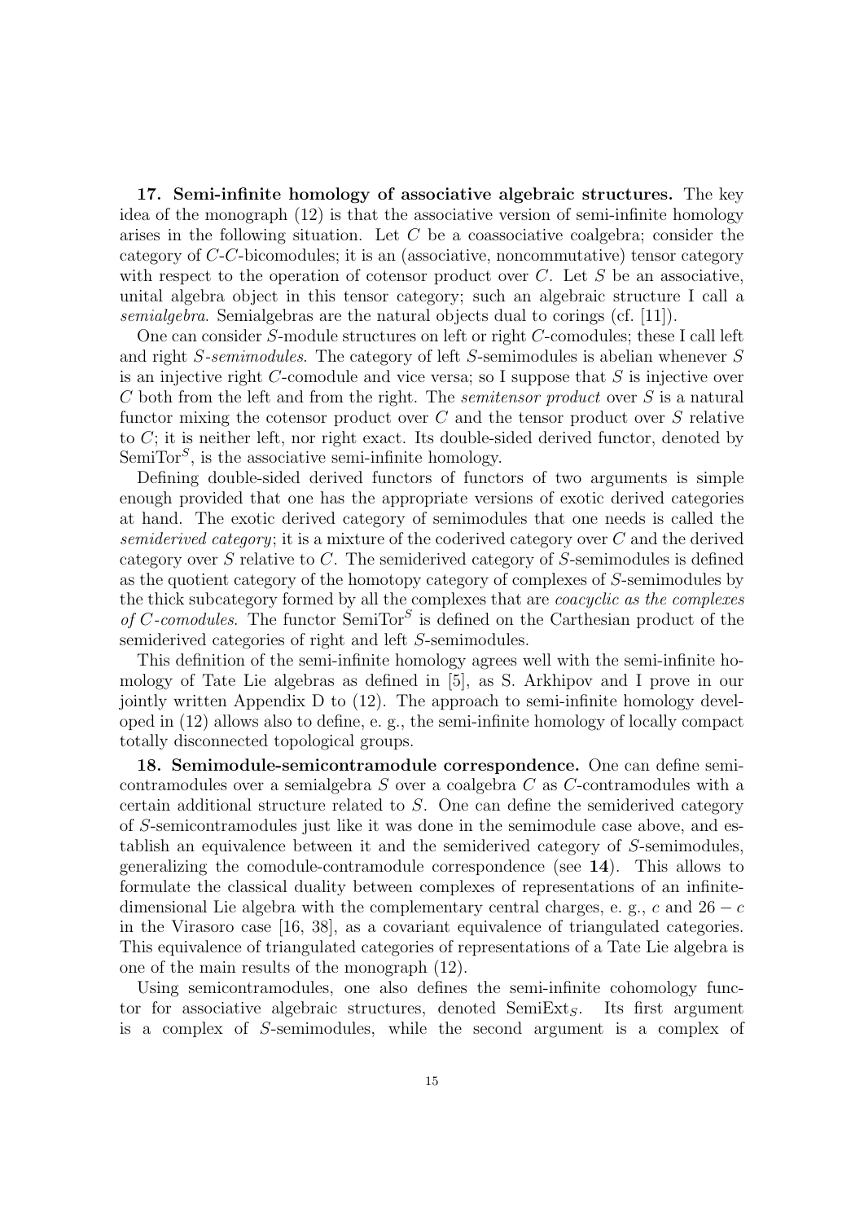**17. Semi-infinite homology of associative algebraic structures.** The key idea of the monograph (12) is that the associative version of semi-infinite homology arises in the following situation. Let $C$ be a coassociative coalgebra; consider the category of $C$-$C$-bicomodules; it is an (associative, noncommutative) tensor category with respect to the operation of cotensor product over $C$. Let $S$ be an associative, unital algebra object in this tensor category; such an algebraic structure I call a *semialgebra*. Semialgebras are the natural objects dual to corings (cf. [11]).

One can consider $S$-module structures on left or right $C$-comodules; these I call left and right $S$*-semimodules*. The category of left $S$-semimodules is abelian whenever $S$ is an injective right $C$-comodule and vice versa; so I suppose that $S$ is injective over $C$ both from the left and from the right. The *semitensor product* over $S$ is a natural functor mixing the cotensor product over $C$ and the tensor product over $S$ relative to $C$; it is neither left, nor right exact. Its double-sided derived functor, denoted by $\mathrm{SemiTor}^S$, is the associative semi-infinite homology.

Defining double-sided derived functors of functors of two arguments is simple enough provided that one has the appropriate versions of exotic derived categories at hand. The exotic derived category of semimodules that one needs is called the *semiderived category*; it is a mixture of the coderived category over $C$ and the derived category over $S$ relative to $C$. The semiderived category of $S$-semimodules is defined as the quotient category of the homotopy category of complexes of $S$-semimodules by the thick subcategory formed by all the complexes that are *coacyclic as the complexes of $C$-comodules*. The functor $\mathrm{SemiTor}^S$ is defined on the Carthesian product of the semiderived categories of right and left $S$-semimodules.

This definition of the semi-infinite homology agrees well with the semi-infinite homology of Tate Lie algebras as defined in [5], as S. Arkhipov and I prove in our jointly written Appendix D to (12). The approach to semi-infinite homology developed in (12) allows also to define, e. g., the semi-infinite homology of locally compact totally disconnected topological groups.

**18. Semimodule-semicontramodule correspondence.** One can define semicontramodules over a semialgebra $S$ over a coalgebra $C$ as $C$-contramodules with a certain additional structure related to $S$. One can define the semiderived category of $S$-semicontramodules just like it was done in the semimodule case above, and establish an equivalence between it and the semiderived category of $S$-semimodules, generalizing the comodule-contramodule correspondence (see **14**). This allows to formulate the classical duality between complexes of representations of an infinite-dimensional Lie algebra with the complementary central charges, e. g., $c$ and $26 - c$ in the Virasoro case [16, 38], as a covariant equivalence of triangulated categories. This equivalence of triangulated categories of representations of a Tate Lie algebra is one of the main results of the monograph (12).

Using semicontramodules, one also defines the semi-infinite cohomology functor for associative algebraic structures, denoted $\mathrm{SemiExt}_S$. Its first argument is a complex of $S$-semimodules, while the second argument is a complex of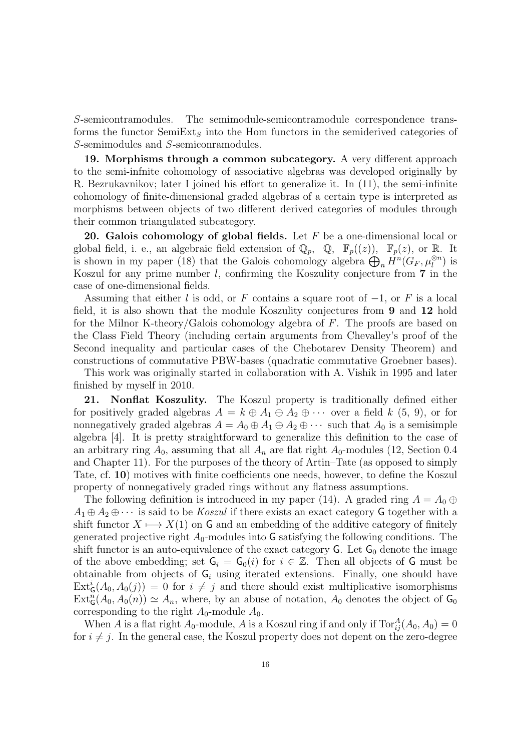$S$-semicontramodules. The semimodule-semicontramodule correspondence transforms the functor $\mathrm{SemiExt}_S$ into the Hom functors in the semiderived categories of $S$-semimodules and $S$-semiconramodules.

**19. Morphisms through a common subcategory.** A very different approach to the semi-infnite cohomology of associative algebras was developed originally by R. Bezrukavnikov; later I joined his effort to generalize it. In (11), the semi-infinite cohomology of finite-dimensional graded algebras of a certain type is interpreted as morphisms between objects of two different derived categories of modules through their common triangulated subcategory.

**20. Galois cohomology of global fields.** Let $F$ be a one-dimensional local or global field, i. e., an algebraic field extension of $\mathbb{Q}_p$, $\mathbb{Q}$, $\mathbb{F}_p((z))$, $\mathbb{F}_p(z)$, or $\mathbb{R}$. It is shown in my paper (18) that the Galois cohomology algebra $\bigoplus_n H^n(G_F, \mu_l^{\otimes n})$ is Koszul for any prime number $l$, confirming the Koszulity conjecture from **7** in the case of one-dimensional fields.

Assuming that either $l$ is odd, or $F$ contains a square root of $-1$, or $F$ is a local field, it is also shown that the module Koszulity conjectures from **9** and **12** hold for the Milnor K-theory/Galois cohomology algebra of $F$. The proofs are based on the Class Field Theory (including certain arguments from Chevalley's proof of the Second inequality and particular cases of the Chebotarev Density Theorem) and constructions of commutative PBW-bases (quadratic commutative Groebner bases).

This work was originally started in collaboration with A. Vishik in 1995 and later finished by myself in 2010.

**21. Nonflat Koszulity.** The Koszul property is traditionally defined either for positively graded algebras $A = k \oplus A_1 \oplus A_2 \oplus \cdots$ over a field $k$ (5, 9), or for nonnegatively graded algebras $A = A_0 \oplus A_1 \oplus A_2 \oplus \cdots$ such that $A_0$ is a semisimple algebra [4]. It is pretty straightforward to generalize this definition to the case of an arbitrary ring $A_0$, assuming that all $A_n$ are flat right $A_0$-modules (12, Section 0.4 and Chapter 11). For the purposes of the theory of Artin–Tate (as opposed to simply Tate, cf. **10**) motives with finite coefficients one needs, however, to define the Koszul property of nonnegatively graded rings without any flatness assumptions.

The following definition is introduced in my paper (14). A graded ring $A = A_0 \oplus A_1 \oplus A_2 \oplus \cdots$ is said to be *Koszul* if there exists an exact category $\mathsf{G}$ together with a shift functor $X \longmapsto X(1)$ on $\mathsf{G}$ and an embedding of the additive category of finitely generated projective right $A_0$-modules into $\mathsf{G}$ satisfying the following conditions. The shift functor is an auto-equivalence of the exact category $\mathsf{G}$. Let $\mathsf{G}_0$ denote the image of the above embedding; set $\mathsf{G}_i = \mathsf{G}_0(i)$ for $i \in \mathbb{Z}$. Then all objects of $\mathsf{G}$ must be obtainable from objects of $\mathsf{G}_i$ using iterated extensions. Finally, one should have $\mathrm{Ext}^i_{\mathsf{G}}(A_0, A_0(j)) = 0$ for $i \neq j$ and there should exist multiplicative isomorphisms $\mathrm{Ext}^n_{\mathsf{G}}(A_0, A_0(n)) \simeq A_n$, where, by an abuse of notation, $A_0$ denotes the object of $\mathsf{G}_0$ corresponding to the right $A_0$-module $A_0$.

When $A$ is a flat right $A_0$-module, $A$ is a Koszul ring if and only if $\mathrm{Tor}^A_{ij}(A_0, A_0) = 0$ for $i \neq j$. In the general case, the Koszul property does not depent on the zero-degree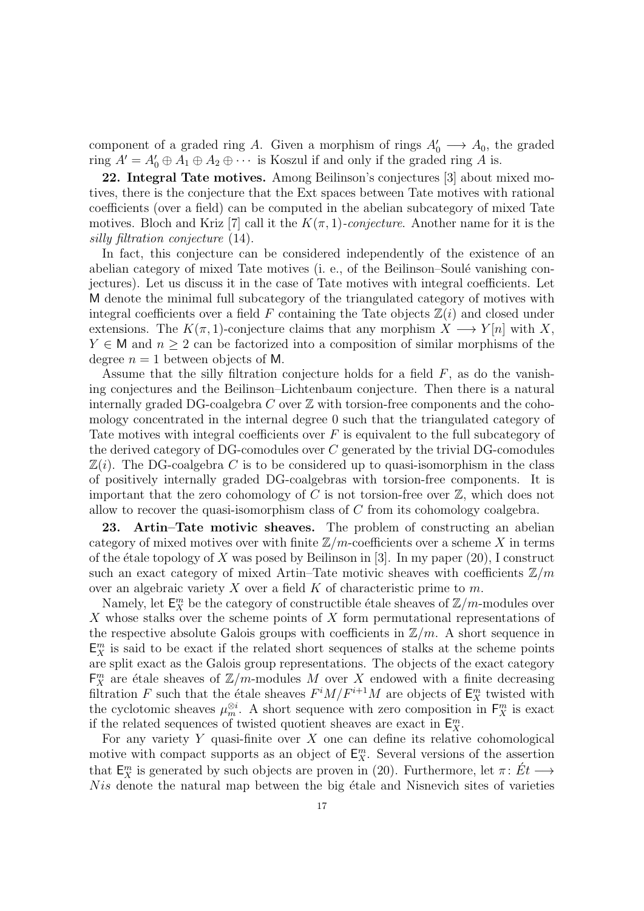component of a graded ring $A$. Given a morphism of rings $A'_0 \longrightarrow A_0$, the graded ring $A' = A'_0 \oplus A_1 \oplus A_2 \oplus \cdots$ is Koszul if and only if the graded ring $A$ is.

**22. Integral Tate motives.** Among Beilinson's conjectures [3] about mixed motives, there is the conjecture that the Ext spaces between Tate motives with rational coefficients (over a field) can be computed in the abelian subcategory of mixed Tate motives. Bloch and Kriz [7] call it the $K(\pi,1)$-*conjecture*. Another name for it is the *silly filtration conjecture* (14).

In fact, this conjecture can be considered independently of the existence of an abelian category of mixed Tate motives (i. e., of the Beilinson–Soulé vanishing conjectures). Let us discuss it in the case of Tate motives with integral coefficients. Let $\mathsf{M}$ denote the minimal full subcategory of the triangulated category of motives with integral coefficients over a field $F$ containing the Tate objects $\mathbb{Z}(i)$ and closed under extensions. The $K(\pi,1)$-conjecture claims that any morphism $X \longrightarrow Y[n]$ with $X$, $Y \in \mathsf{M}$ and $n \geq 2$ can be factorized into a composition of similar morphisms of the degree $n = 1$ between objects of $\mathsf{M}$.

Assume that the silly filtration conjecture holds for a field $F$, as do the vanishing conjectures and the Beilinson–Lichtenbaum conjecture. Then there is a natural internally graded DG-coalgebra $C$ over $\mathbb{Z}$ with torsion-free components and the cohomology concentrated in the internal degree 0 such that the triangulated category of Tate motives with integral coefficients over $F$ is equivalent to the full subcategory of the derived category of DG-comodules over $C$ generated by the trivial DG-comodules $\mathbb{Z}(i)$. The DG-coalgebra $C$ is to be considered up to quasi-isomorphism in the class of positively internally graded DG-coalgebras with torsion-free components. It is important that the zero cohomology of $C$ is not torsion-free over $\mathbb{Z}$, which does not allow to recover the quasi-isomorphism class of $C$ from its cohomology coalgebra.

**23. Artin–Tate motivic sheaves.** The problem of constructing an abelian category of mixed motives over with finite $\mathbb{Z}/m$-coefficients over a scheme $X$ in terms of the étale topology of $X$ was posed by Beilinson in [3]. In my paper (20), I construct such an exact category of mixed Artin–Tate motivic sheaves with coefficients $\mathbb{Z}/m$ over an algebraic variety $X$ over a field $K$ of characteristic prime to $m$.

Namely, let $\mathsf{E}_X^m$ be the category of constructible étale sheaves of $\mathbb{Z}/m$-modules over $X$ whose stalks over the scheme points of $X$ form permutational representations of the respective absolute Galois groups with coefficients in $\mathbb{Z}/m$. A short sequence in $\mathsf{E}_X^m$ is said to be exact if the related short sequences of stalks at the scheme points are split exact as the Galois group representations. The objects of the exact category $\mathsf{F}_X^m$ are étale sheaves of $\mathbb{Z}/m$-modules $M$ over $X$ endowed with a finite decreasing filtration $F$ such that the étale sheaves $F^iM/F^{i+1}M$ are objects of $\mathsf{E}_X^m$ twisted with the cyclotomic sheaves $\mu_m^{\otimes i}$. A short sequence with zero composition in $\mathsf{F}_X^m$ is exact if the related sequences of twisted quotient sheaves are exact in $\mathsf{E}_X^m$.

For any variety $Y$ quasi-finite over $X$ one can define its relative cohomological motive with compact supports as an object of $\mathsf{E}_X^m$. Several versions of the assertion that $\mathsf{E}_X^m$ is generated by such objects are proven in (20). Furthermore, let $\pi\colon \acute{E}t \longrightarrow Nis$ denote the natural map between the big étale and Nisnevich sites of varieties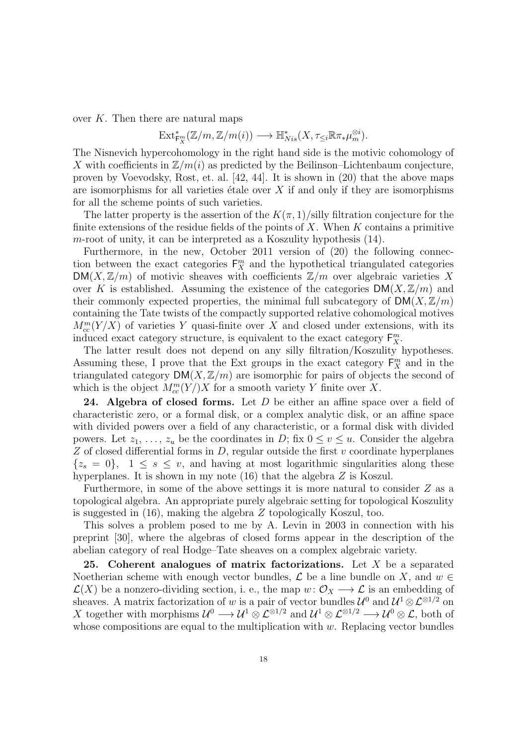over $K$. Then there are natural maps

$$\mathrm{Ext}^*_{\mathsf{F}^m_X}(\mathbb{Z}/m, \mathbb{Z}/m(i)) \longrightarrow \mathbb{H}^*_{Nis}(X, \tau_{\le i}\mathbb{R}\pi_*\mu_m^{\otimes i}).$$

The Nisnevich hypercohomology in the right hand side is the motivic cohomology of $X$ with coefficients in $\mathbb{Z}/m(i)$ as predicted by the Beilinson–Lichtenbaum conjecture, proven by Voevodsky, Rost, et. al. [42, 44]. It is shown in (20) that the above maps are isomorphisms for all varieties étale over $X$ if and only if they are isomorphisms for all the scheme points of such varieties.

The latter property is the assertion of the $K(\pi,1)$/silly filtration conjecture for the finite extensions of the residue fields of the points of $X$. When $K$ contains a primitive $m$-root of unity, it can be interpreted as a Koszulity hypothesis (14).

Furthermore, in the new, October 2011 version of (20) the following connection between the exact categories $\mathsf{F}^m_X$ and the hypothetical triangulated categories $\mathsf{DM}(X, \mathbb{Z}/m)$ of motivic sheaves with coefficients $\mathbb{Z}/m$ over algebraic varieties $X$ over $K$ is established. Assuming the existence of the categories $\mathsf{DM}(X, \mathbb{Z}/m)$ and their commonly expected properties, the minimal full subcategory of $\mathsf{DM}(X, \mathbb{Z}/m)$ containing the Tate twists of the compactly supported relative cohomological motives $M^m_{cc}(Y/X)$ of varieties $Y$ quasi-finite over $X$ and closed under extensions, with its induced exact category structure, is equivalent to the exact category $\mathsf{F}^m_X$.

The latter result does not depend on any silly filtration/Koszulity hypotheses. Assuming these, I prove that the Ext groups in the exact category $\mathsf{F}^m_X$ and in the triangulated category $\mathsf{DM}(X, \mathbb{Z}/m)$ are isomorphic for pairs of objects the second of which is the object $M^m_{cc}(Y/)X$ for a smooth variety $Y$ finite over $X$.

**24. Algebra of closed forms.** Let $D$ be either an affine space over a field of characteristic zero, or a formal disk, or a complex analytic disk, or an affine space with divided powers over a field of any characteristic, or a formal disk with divided powers. Let $z_1, \ldots, z_u$ be the coordinates in $D$; fix $0 \le v \le u$. Consider the algebra $Z$ of closed differential forms in $D$, regular outside the first $v$ coordinate hyperplanes $\{z_s = 0\}$, $1 \le s \le v$, and having at most logarithmic singularities along these hyperplanes. It is shown in my note (16) that the algebra $Z$ is Koszul.

Furthermore, in some of the above settings it is more natural to consider $Z$ as a topological algebra. An appropriate purely algebraic setting for topological Koszulity is suggested in (16), making the algebra $Z$ topologically Koszul, too.

This solves a problem posed to me by A. Levin in 2003 in connection with his preprint [30], where the algebras of closed forms appear in the description of the abelian category of real Hodge–Tate sheaves on a complex algebraic variety.

**25. Coherent analogues of matrix factorizations.** Let $X$ be a separated Noetherian scheme with enough vector bundles, $\mathcal{L}$ be a line bundle on $X$, and $w \in \mathcal{L}(X)$ be a nonzero-dividing section, i. e., the map $w\colon \mathcal{O}_X \longrightarrow \mathcal{L}$ is an embedding of sheaves. A matrix factorization of $w$ is a pair of vector bundles $\mathcal{U}^0$ and $\mathcal{U}^1 \otimes \mathcal{L}^{\otimes 1/2}$ on $X$ together with morphisms $\mathcal{U}^0 \longrightarrow \mathcal{U}^1 \otimes \mathcal{L}^{\otimes 1/2}$ and $\mathcal{U}^1 \otimes \mathcal{L}^{\otimes 1/2} \longrightarrow \mathcal{U}^0 \otimes \mathcal{L}$, both of whose compositions are equal to the multiplication with $w$. Replacing vector bundles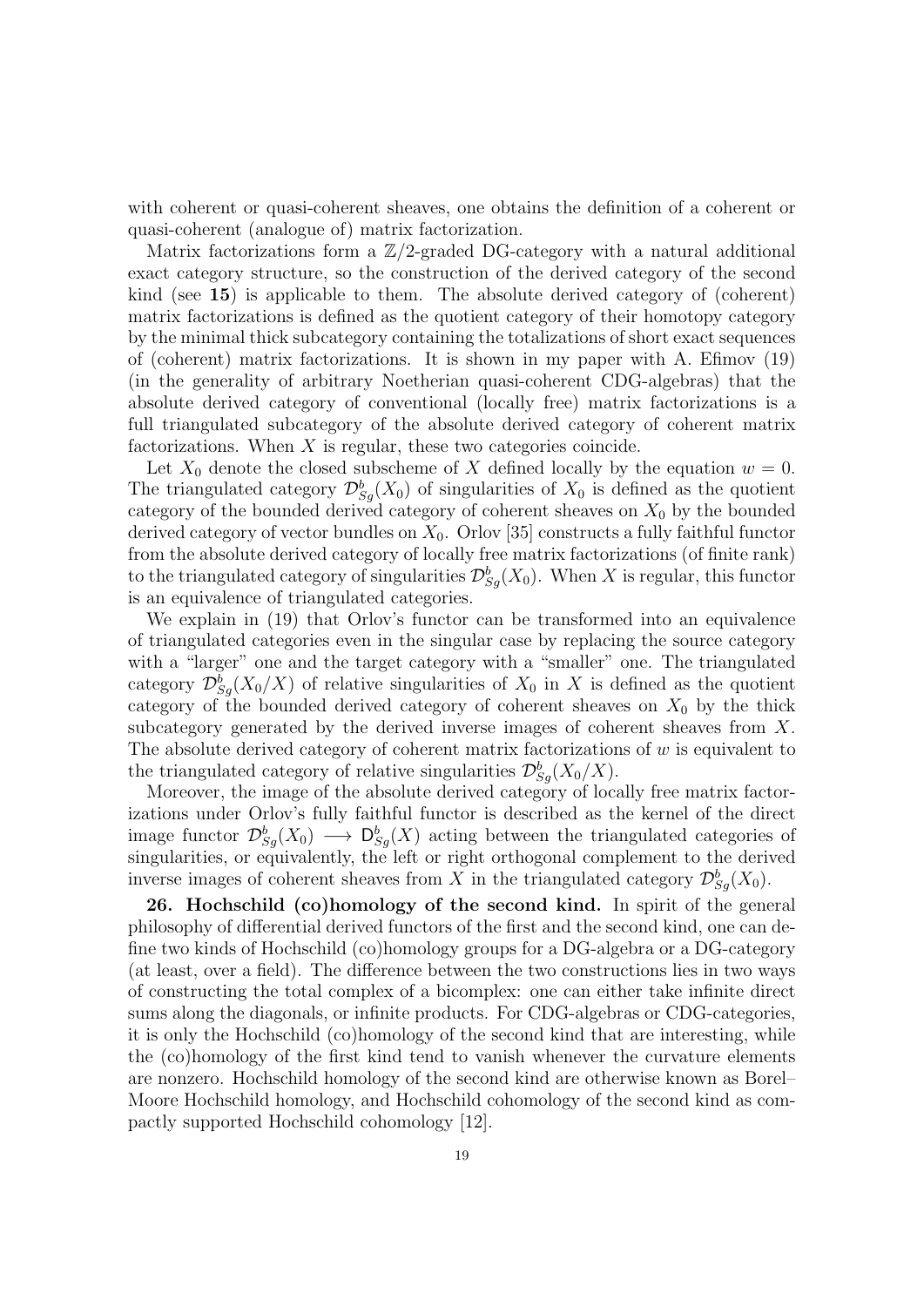with coherent or quasi-coherent sheaves, one obtains the definition of a coherent or quasi-coherent (analogue of) matrix factorization.

Matrix factorizations form a $\mathbb{Z}/2$-graded DG-category with a natural additional exact category structure, so the construction of the derived category of the second kind (see **15**) is applicable to them. The absolute derived category of (coherent) matrix factorizations is defined as the quotient category of their homotopy category by the minimal thick subcategory containing the totalizations of short exact sequences of (coherent) matrix factorizations. It is shown in my paper with A. Efimov (19) (in the generality of arbitrary Noetherian quasi-coherent CDG-algebras) that the absolute derived category of conventional (locally free) matrix factorizations is a full triangulated subcategory of the absolute derived category of coherent matrix factorizations. When $X$ is regular, these two categories coincide.

Let $X_0$ denote the closed subscheme of $X$ defined locally by the equation $w = 0$. The triangulated category $\mathcal{D}^b_{Sg}(X_0)$ of singularities of $X_0$ is defined as the quotient category of the bounded derived category of coherent sheaves on $X_0$ by the bounded derived category of vector bundles on $X_0$. Orlov [35] constructs a fully faithful functor from the absolute derived category of locally free matrix factorizations (of finite rank) to the triangulated category of singularities $\mathcal{D}^b_{Sg}(X_0)$. When $X$ is regular, this functor is an equivalence of triangulated categories.

We explain in (19) that Orlov's functor can be transformed into an equivalence of triangulated categories even in the singular case by replacing the source category with a "larger" one and the target category with a "smaller" one. The triangulated category $\mathcal{D}^b_{Sg}(X_0/X)$ of relative singularities of $X_0$ in $X$ is defined as the quotient category of the bounded derived category of coherent sheaves on $X_0$ by the thick subcategory generated by the derived inverse images of coherent sheaves from $X$. The absolute derived category of coherent matrix factorizations of $w$ is equivalent to the triangulated category of relative singularities $\mathcal{D}^b_{Sg}(X_0/X)$.

Moreover, the image of the absolute derived category of locally free matrix factorizations under Orlov's fully faithful functor is described as the kernel of the direct image functor $\mathcal{D}^b_{Sg}(X_0) \longrightarrow \mathsf{D}^b_{Sg}(X)$ acting between the triangulated categories of singularities, or equivalently, the left or right orthogonal complement to the derived inverse images of coherent sheaves from $X$ in the triangulated category $\mathcal{D}^b_{Sg}(X_0)$.

**26. Hochschild (co)homology of the second kind.** In spirit of the general philosophy of differential derived functors of the first and the second kind, one can define two kinds of Hochschild (co)homology groups for a DG-algebra or a DG-category (at least, over a field). The difference between the two constructions lies in two ways of constructing the total complex of a bicomplex: one can either take infinite direct sums along the diagonals, or infinite products. For CDG-algebras or CDG-categories, it is only the Hochschild (co)homology of the second kind that are interesting, while the (co)homology of the first kind tend to vanish whenever the curvature elements are nonzero. Hochschild homology of the second kind are otherwise known as Borel–Moore Hochschild homology, and Hochschild cohomology of the second kind as compactly supported Hochschild cohomology [12].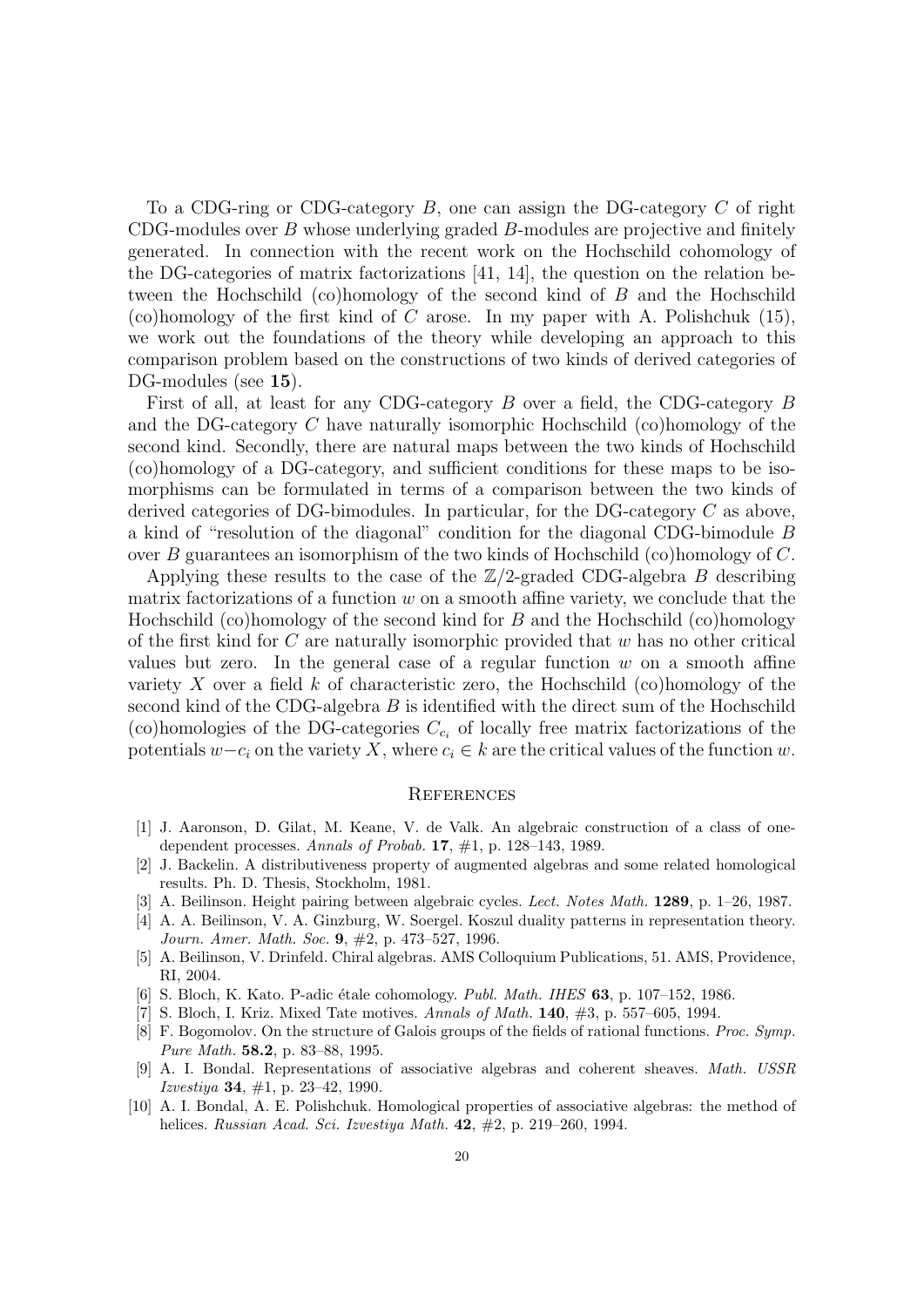To a CDG-ring or CDG-category $B$, one can assign the DG-category $C$ of right CDG-modules over $B$ whose underlying graded $B$-modules are projective and finitely generated. In connection with the recent work on the Hochschild cohomology of the DG-categories of matrix factorizations [41, 14], the question on the relation between the Hochschild (co)homology of the second kind of $B$ and the Hochschild (co)homology of the first kind of $C$ arose. In my paper with A. Polishchuk (15), we work out the foundations of the theory while developing an approach to this comparison problem based on the constructions of two kinds of derived categories of DG-modules (see **15**).

First of all, at least for any CDG-category $B$ over a field, the CDG-category $B$ and the DG-category $C$ have naturally isomorphic Hochschild (co)homology of the second kind. Secondly, there are natural maps between the two kinds of Hochschild (co)homology of a DG-category, and sufficient conditions for these maps to be isomorphisms can be formulated in terms of a comparison between the two kinds of derived categories of DG-bimodules. In particular, for the DG-category $C$ as above, a kind of "resolution of the diagonal" condition for the diagonal CDG-bimodule $B$ over $B$ guarantees an isomorphism of the two kinds of Hochschild (co)homology of $C$.

Applying these results to the case of the $\mathbb{Z}/2$-graded CDG-algebra $B$ describing matrix factorizations of a function $w$ on a smooth affine variety, we conclude that the Hochschild (co)homology of the second kind for $B$ and the Hochschild (co)homology of the first kind for $C$ are naturally isomorphic provided that $w$ has no other critical values but zero. In the general case of a regular function $w$ on a smooth affine variety $X$ over a field $k$ of characteristic zero, the Hochschild (co)homology of the second kind of the CDG-algebra $B$ is identified with the direct sum of the Hochschild (co)homologies of the DG-categories $C_{c_i}$ of locally free matrix factorizations of the potentials $w-c_i$ on the variety $X$, where $c_i \in k$ are the critical values of the function $w$.

## References

[1] J. Aaronson, D. Gilat, M. Keane, V. de Valk. An algebraic construction of a class of one-dependent processes. *Annals of Probab.* **17**, #1, p. 128–143, 1989.

[2] J. Backelin. A distributiveness property of augmented algebras and some related homological results. Ph. D. Thesis, Stockholm, 1981.

[3] A. Beilinson. Height pairing between algebraic cycles. *Lect. Notes Math.* **1289**, p. 1–26, 1987.

[4] A. A. Beilinson, V. A. Ginzburg, W. Soergel. Koszul duality patterns in representation theory. *Journ. Amer. Math. Soc.* **9**, #2, p. 473–527, 1996.

[5] A. Beilinson, V. Drinfeld. Chiral algebras. AMS Colloquium Publications, 51. AMS, Providence, RI, 2004.

[6] S. Bloch, K. Kato. P-adic étale cohomology. *Publ. Math. IHES* **63**, p. 107–152, 1986.

[7] S. Bloch, I. Kriz. Mixed Tate motives. *Annals of Math.* **140**, #3, p. 557–605, 1994.

[8] F. Bogomolov. On the structure of Galois groups of the fields of rational functions. *Proc. Symp. Pure Math.* **58.2**, p. 83–88, 1995.

[9] A. I. Bondal. Representations of associative algebras and coherent sheaves. *Math. USSR Izvestiya* **34**, #1, p. 23–42, 1990.

[10] A. I. Bondal, A. E. Polishchuk. Homological properties of associative algebras: the method of helices. *Russian Acad. Sci. Izvestiya Math.* **42**, #2, p. 219–260, 1994.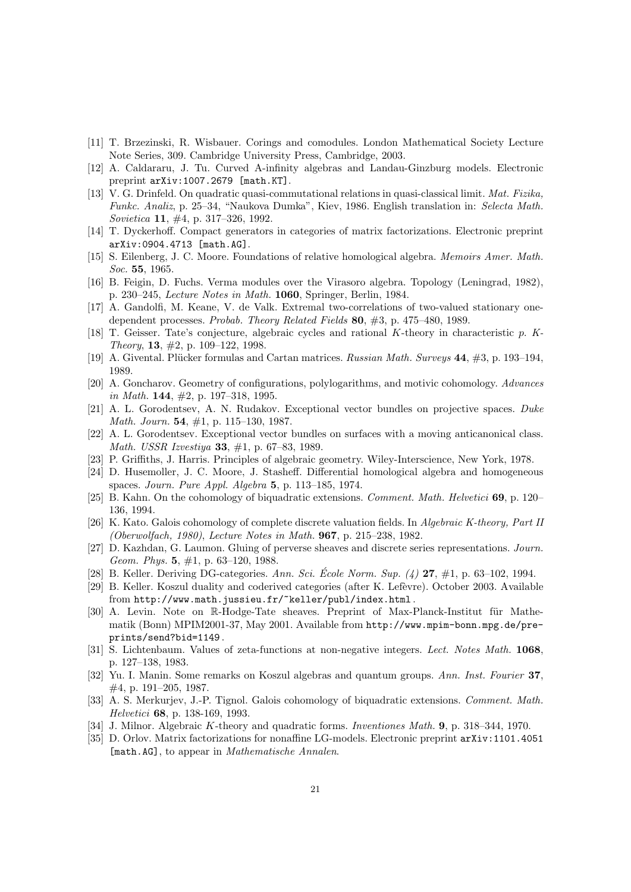[11] T. Brzezinski, R. Wisbauer. Corings and comodules. London Mathematical Society Lecture Note Series, 309. Cambridge University Press, Cambridge, 2003.

[12] A. Caldararu, J. Tu. Curved A-infinity algebras and Landau-Ginzburg models. Electronic preprint `arXiv:1007.2679 [math.KT]`.

[13] V. G. Drinfeld. On quadratic quasi-commutational relations in quasi-classical limit. *Mat. Fizika, Funkc. Analiz*, p. 25–34, "Naukova Dumka", Kiev, 1986. English translation in: *Selecta Math. Sovietica* **11**, #4, p. 317–326, 1992.

[14] T. Dyckerhoff. Compact generators in categories of matrix factorizations. Electronic preprint `arXiv:0904.4713 [math.AG]`.

[15] S. Eilenberg, J. C. Moore. Foundations of relative homological algebra. *Memoirs Amer. Math. Soc.* **55**, 1965.

[16] B. Feigin, D. Fuchs. Verma modules over the Virasoro algebra. Topology (Leningrad, 1982), p. 230–245, *Lecture Notes in Math.* **1060**, Springer, Berlin, 1984.

[17] A. Gandolfi, M. Keane, V. de Valk. Extremal two-correlations of two-valued stationary one-dependent processes. *Probab. Theory Related Fields* **80**, #3, p. 475–480, 1989.

[18] T. Geisser. Tate's conjecture, algebraic cycles and rational $K$-theory in characteristic $p$. *K-Theory*, **13**, #2, p. 109–122, 1998.

[19] A. Givental. Plücker formulas and Cartan matrices. *Russian Math. Surveys* **44**, #3, p. 193–194, 1989.

[20] A. Goncharov. Geometry of configurations, polylogarithms, and motivic cohomology. *Advances in Math.* **144**, #2, p. 197–318, 1995.

[21] A. L. Gorodentsev, A. N. Rudakov. Exceptional vector bundles on projective spaces. *Duke Math. Journ.* **54**, #1, p. 115–130, 1987.

[22] A. L. Gorodentsev. Exceptional vector bundles on surfaces with a moving anticanonical class. *Math. USSR Izvestiya* **33**, #1, p. 67–83, 1989.

[23] P. Griffiths, J. Harris. Principles of algebraic geometry. Wiley-Interscience, New York, 1978.

[24] D. Husemoller, J. C. Moore, J. Stasheff. Differential homological algebra and homogeneous spaces. *Journ. Pure Appl. Algebra* **5**, p. 113–185, 1974.

[25] B. Kahn. On the cohomology of biquadratic extensions. *Comment. Math. Helvetici* **69**, p. 120–136, 1994.

[26] K. Kato. Galois cohomology of complete discrete valuation fields. In *Algebraic K-theory, Part II (Oberwolfach, 1980)*, *Lecture Notes in Math.* **967**, p. 215–238, 1982.

[27] D. Kazhdan, G. Laumon. Gluing of perverse sheaves and discrete series representations. *Journ. Geom. Phys.* **5**, #1, p. 63–120, 1988.

[28] B. Keller. Deriving DG-categories. *Ann. Sci. École Norm. Sup. (4)* **27**, #1, p. 63–102, 1994.

[29] B. Keller. Koszul duality and coderived categories (after K. Lefèvre). October 2003. Available from `http://www.math.jussieu.fr/~keller/publ/index.html`.

[30] A. Levin. Note on $\mathbb{R}$-Hodge-Tate sheaves. Preprint of Max-Planck-Institut für Mathematik (Bonn) MPIM2001-37, May 2001. Available from `http://www.mpim-bonn.mpg.de/preprints/send?bid=1149`.

[31] S. Lichtenbaum. Values of zeta-functions at non-negative integers. *Lect. Notes Math.* **1068**, p. 127–138, 1983.

[32] Yu. I. Manin. Some remarks on Koszul algebras and quantum groups. *Ann. Inst. Fourier* **37**, #4, p. 191–205, 1987.

[33] A. S. Merkurjev, J.-P. Tignol. Galois cohomology of biquadratic extensions. *Comment. Math. Helvetici* **68**, p. 138-169, 1993.

[34] J. Milnor. Algebraic $K$-theory and quadratic forms. *Inventiones Math.* **9**, p. 318–344, 1970.

[35] D. Orlov. Matrix factorizations for nonaffine LG-models. Electronic preprint `arXiv:1101.4051 [math.AG]`, to appear in *Mathematische Annalen*.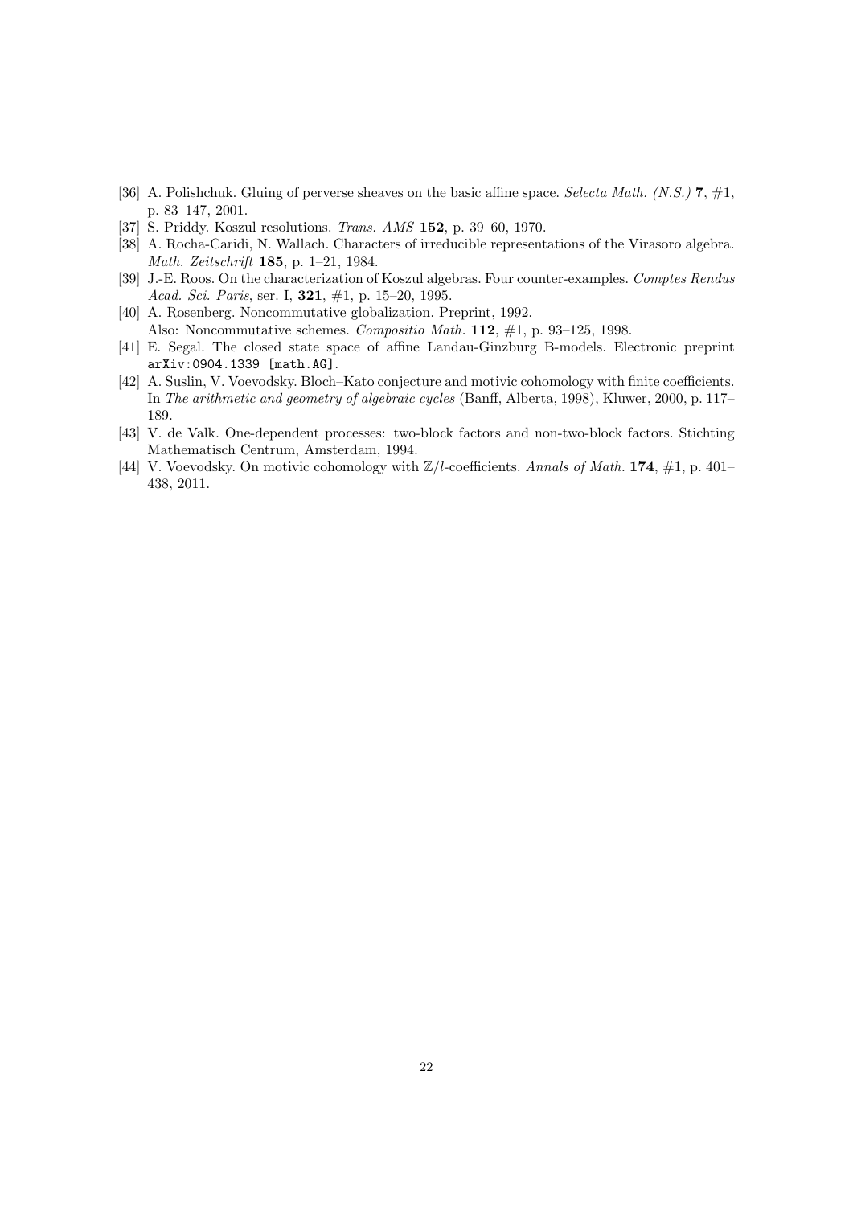[36] A. Polishchuk. Gluing of perverse sheaves on the basic affine space. *Selecta Math. (N.S.)* **7**, #1, p. 83–147, 2001.

[37] S. Priddy. Koszul resolutions. *Trans. AMS* **152**, p. 39–60, 1970.

[38] A. Rocha-Caridi, N. Wallach. Characters of irreducible representations of the Virasoro algebra. *Math. Zeitschrift* **185**, p. 1–21, 1984.

[39] J.-E. Roos. On the characterization of Koszul algebras. Four counter-examples. *Comptes Rendus Acad. Sci. Paris*, ser. I, **321**, #1, p. 15–20, 1995.

[40] A. Rosenberg. Noncommutative globalization. Preprint, 1992. Also: Noncommutative schemes. *Compositio Math.* **112**, #1, p. 93–125, 1998.

[41] E. Segal. The closed state space of affine Landau-Ginzburg B-models. Electronic preprint `arXiv:0904.1339 [math.AG]`.

[42] A. Suslin, V. Voevodsky. Bloch–Kato conjecture and motivic cohomology with finite coefficients. In *The arithmetic and geometry of algebraic cycles* (Banff, Alberta, 1998), Kluwer, 2000, p. 117–189.

[43] V. de Valk. One-dependent processes: two-block factors and non-two-block factors. Stichting Mathematisch Centrum, Amsterdam, 1994.

[44] V. Voevodsky. On motivic cohomology with $\mathbb{Z}/l$-coefficients. *Annals of Math.* **174**, #1, p. 401–438, 2011.